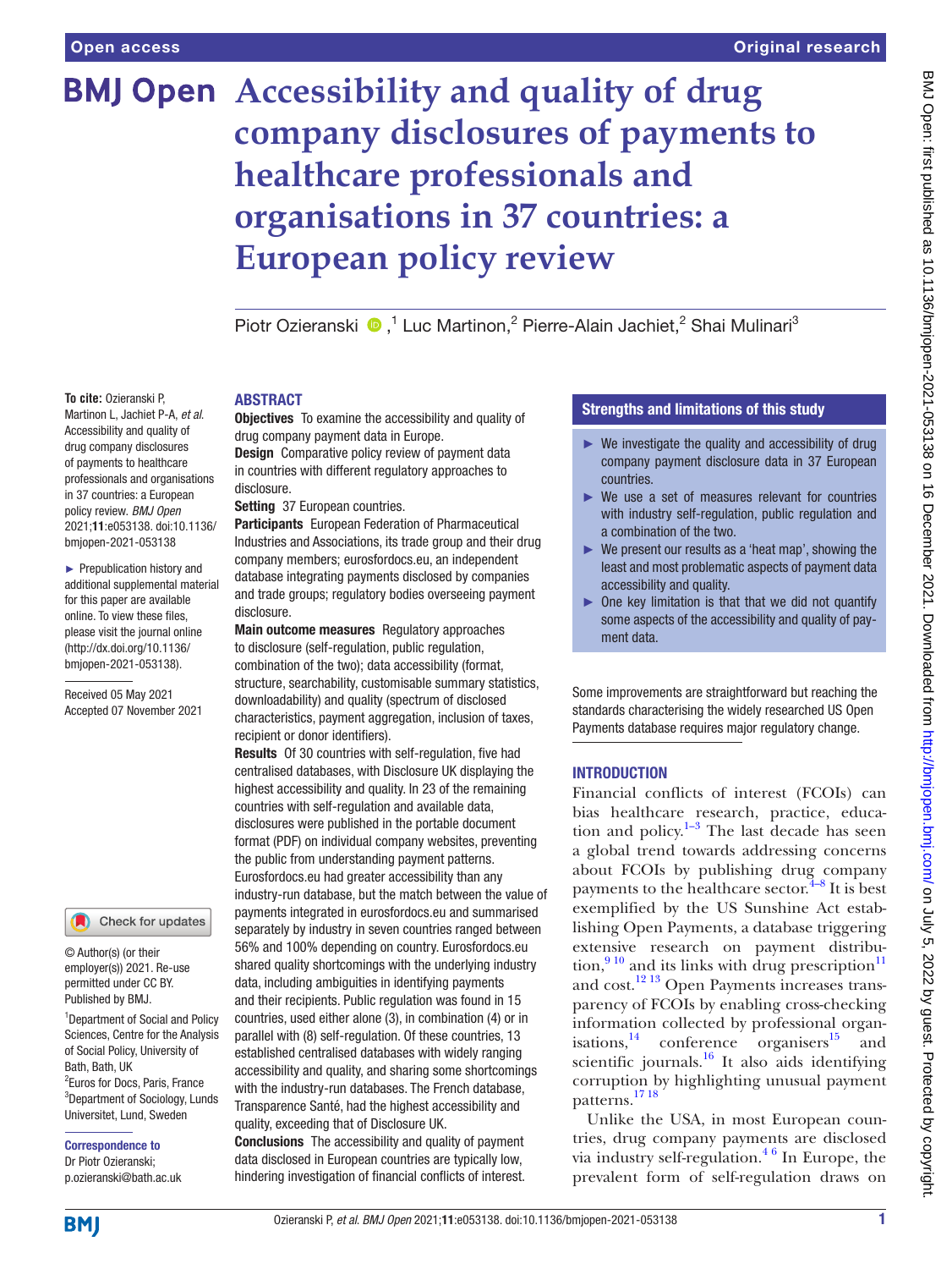# Accessibility and quality of drug company disclosures of payments to healthcare professionals and organisations in 37 countries: a European policy review

Piotr Ozieranski,[1] Luc Martinon,[2] Pierre-Alain Jachiet,[2] Shai Mulinari[3]

**To cite:** Ozieranski P, Martinon L, Jachiet P-A, *et al.* Accessibility and quality of drug company disclosures of payments to healthcare professionals and organisations in 37 countries: a European policy review. *BMJ Open* 2021;**11**:e053138. doi:10.1136/bmjopen-2021-053138

► Prepublication history and additional supplemental material for this paper are available online. To view these files, please visit the journal online (http://dx.doi.org/10.1136/bmjopen-2021-053138).

Received 05 May 2021
Accepted 07 November 2021

© Author(s) (or their employer(s)) 2021. Re-use permitted under CC BY. Published by BMJ.

[1]Department of Social and Policy Sciences, Centre for the Analysis of Social Policy, University of Bath, Bath, UK
[2]Euros for Docs, Paris, France
[3]Department of Sociology, Lunds Universitet, Lund, Sweden

**Correspondence to**
Dr Piotr Ozieranski;
p.ozieranski@bath.ac.uk

## ABSTRACT

**Objectives** To examine the accessibility and quality of drug company payment data in Europe.

**Design** Comparative policy review of payment data in countries with different regulatory approaches to disclosure.

**Setting** 37 European countries.

**Participants** European Federation of Pharmaceutical Industries and Associations, its trade group and their drug company members; eurosfordocs.eu, an independent database integrating payments disclosed by companies and trade groups; regulatory bodies overseeing payment disclosure.

**Main outcome measures** Regulatory approaches to disclosure (self-regulation, public regulation, combination of the two); data accessibility (format, structure, searchability, customisable summary statistics, downloadability) and quality (spectrum of disclosed characteristics, payment aggregation, inclusion of taxes, recipient or donor identifiers).

**Results** Of 30 countries with self-regulation, five had centralised databases, with Disclosure UK displaying the highest accessibility and quality. In 23 of the remaining countries with self-regulation and available data, disclosures were published in the portable document format (PDF) on individual company websites, preventing the public from understanding payment patterns. Eurosfordocs.eu had greater accessibility than any industry-run database, but the match between the value of payments integrated in eurosfordocs.eu and summarised separately by industry in seven countries ranged between 56% and 100% depending on country. Eurosfordocs.eu shared quality shortcomings with the underlying industry data, including ambiguities in identifying payments and their recipients. Public regulation was found in 15 countries, used either alone (3), in combination (4) or in parallel with (8) self-regulation. Of these countries, 13 established centralised databases with widely ranging accessibility and quality, and sharing some shortcomings with the industry-run databases. The French database, Transparence Santé, had the highest accessibility and quality, exceeding that of Disclosure UK.

**Conclusions** The accessibility and quality of payment data disclosed in European countries are typically low, hindering investigation of financial conflicts of interest. Some improvements are straightforward but reaching the standards characterising the widely researched US Open Payments database requires major regulatory change.

### Strengths and limitations of this study

- ► We investigate the quality and accessibility of drug company payment disclosure data in 37 European countries.
- ► We use a set of measures relevant for countries with industry self-regulation, public regulation and a combination of the two.
- ► We present our results as a 'heat map', showing the least and most problematic aspects of payment data accessibility and quality.
- ► One key limitation is that that we did not quantify some aspects of the accessibility and quality of payment data.

## INTRODUCTION

Financial conflicts of interest (FCOIs) can bias healthcare research, practice, education and policy.[1–3] The last decade has seen a global trend towards addressing concerns about FCOIs by publishing drug company payments to the healthcare sector.[4–8] It is best exemplified by the US Sunshine Act establishing Open Payments, a database triggering extensive research on payment distribution,[9 10] and its links with drug prescription[11] and cost.[12 13] Open Payments increases transparency of FCOIs by enabling cross-checking information collected by professional organisations,[14] conference organisers[15] and scientific journals.[16] It also aids identifying corruption by highlighting unusual payment patterns.[17 18]

Unlike the USA, in most European countries, drug company payments are disclosed via industry self-regulation.[4 6] In Europe, the prevalent form of self-regulation draws on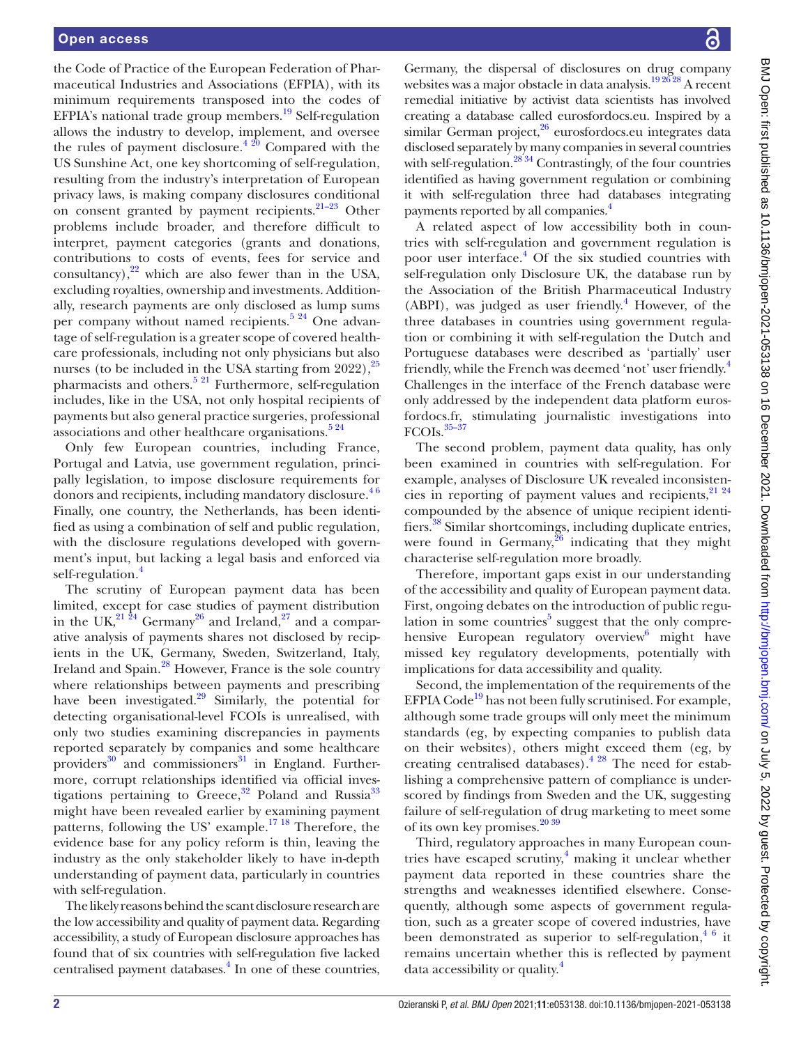the Code of Practice of the European Federation of Pharmaceutical Industries and Associations (EFPIA), with its minimum requirements transposed into the codes of EFPIA's national trade group members.[19] Self-regulation allows the industry to develop, implement, and oversee the rules of payment disclosure.[4,20] Compared with the US Sunshine Act, one key shortcoming of self-regulation, resulting from the industry's interpretation of European privacy laws, is making company disclosures conditional on consent granted by payment recipients.[21–23] Other problems include broader, and therefore difficult to interpret, payment categories (grants and donations, contributions to costs of events, fees for service and consultancy),[22] which are also fewer than in the USA, excluding royalties, ownership and investments. Additionally, research payments are only disclosed as lump sums per company without named recipients.[5,24] One advantage of self-regulation is a greater scope of covered healthcare professionals, including not only physicians but also nurses (to be included in the USA starting from 2022),[25] pharmacists and others.[5,21] Furthermore, self-regulation includes, like in the USA, not only hospital recipients of payments but also general practice surgeries, professional associations and other healthcare organisations.[5,24]

Only few European countries, including France, Portugal and Latvia, use government regulation, principally legislation, to impose disclosure requirements for donors and recipients, including mandatory disclosure.[4,6] Finally, one country, the Netherlands, has been identified as using a combination of self and public regulation, with the disclosure regulations developed with government's input, but lacking a legal basis and enforced via self-regulation.[4]

The scrutiny of European payment data has been limited, except for case studies of payment distribution in the UK,[21,24] Germany[26] and Ireland,[27] and a comparative analysis of payments shares not disclosed by recipients in the UK, Germany, Sweden, Switzerland, Italy, Ireland and Spain.[28] However, France is the sole country where relationships between payments and prescribing have been investigated.[29] Similarly, the potential for detecting organisational-level FCOIs is unrealised, with only two studies examining discrepancies in payments reported separately by companies and some healthcare providers[30] and commissioners[31] in England. Furthermore, corrupt relationships identified via official investigations pertaining to Greece,[32] Poland and Russia[33] might have been revealed earlier by examining payment patterns, following the US' example.[17,18] Therefore, the evidence base for any policy reform is thin, leaving the industry as the only stakeholder likely to have in-depth understanding of payment data, particularly in countries with self-regulation.

The likely reasons behind the scant disclosure research are the low accessibility and quality of payment data. Regarding accessibility, a study of European disclosure approaches has found that of six countries with self-regulation five lacked centralised payment databases.[4] In one of these countries, Germany, the dispersal of disclosures on drug company websites was a major obstacle in data analysis.[19,26,28] A recent remedial initiative by activist data scientists has involved creating a database called eurosfordocs.eu. Inspired by a similar German project,[26] eurosfordocs.eu integrates data disclosed separately by many companies in several countries with self-regulation.[28,34] Contrastingly, of the four countries identified as having government regulation or combining it with self-regulation three had databases integrating payments reported by all companies.[4]

A related aspect of low accessibility both in countries with self-regulation and government regulation is poor user interface.[4] Of the six studied countries with self-regulation only Disclosure UK, the database run by the Association of the British Pharmaceutical Industry (ABPI), was judged as user friendly.[4] However, of the three databases in countries using government regulation or combining it with self-regulation the Dutch and Portuguese databases were described as 'partially' user friendly, while the French was deemed 'not' user friendly.[4] Challenges in the interface of the French database were only addressed by the independent data platform eurosfordocs.fr, stimulating journalistic investigations into FCOIs.[35–37]

The second problem, payment data quality, has only been examined in countries with self-regulation. For example, analyses of Disclosure UK revealed inconsistencies in reporting of payment values and recipients,[21,24] compounded by the absence of unique recipient identifiers.[38] Similar shortcomings, including duplicate entries, were found in Germany,[26] indicating that they might characterise self-regulation more broadly.

Therefore, important gaps exist in our understanding of the accessibility and quality of European payment data. First, ongoing debates on the introduction of public regulation in some countries[5] suggest that the only comprehensive European regulatory overview[6] might have missed key regulatory developments, potentially with implications for data accessibility and quality.

Second, the implementation of the requirements of the EFPIA Code[19] has not been fully scrutinised. For example, although some trade groups will only meet the minimum standards (eg, by expecting companies to publish data on their websites), others might exceed them (eg, by creating centralised databases).[4,28] The need for establishing a comprehensive pattern of compliance is underscored by findings from Sweden and the UK, suggesting failure of self-regulation of drug marketing to meet some of its own key promises.[20,39]

Third, regulatory approaches in many European countries have escaped scrutiny,[4] making it unclear whether payment data reported in these countries share the strengths and weaknesses identified elsewhere. Consequently, although some aspects of government regulation, such as a greater scope of covered industries, have been demonstrated as superior to self-regulation,[4,6] it remains uncertain whether this is reflected by payment data accessibility or quality.[4]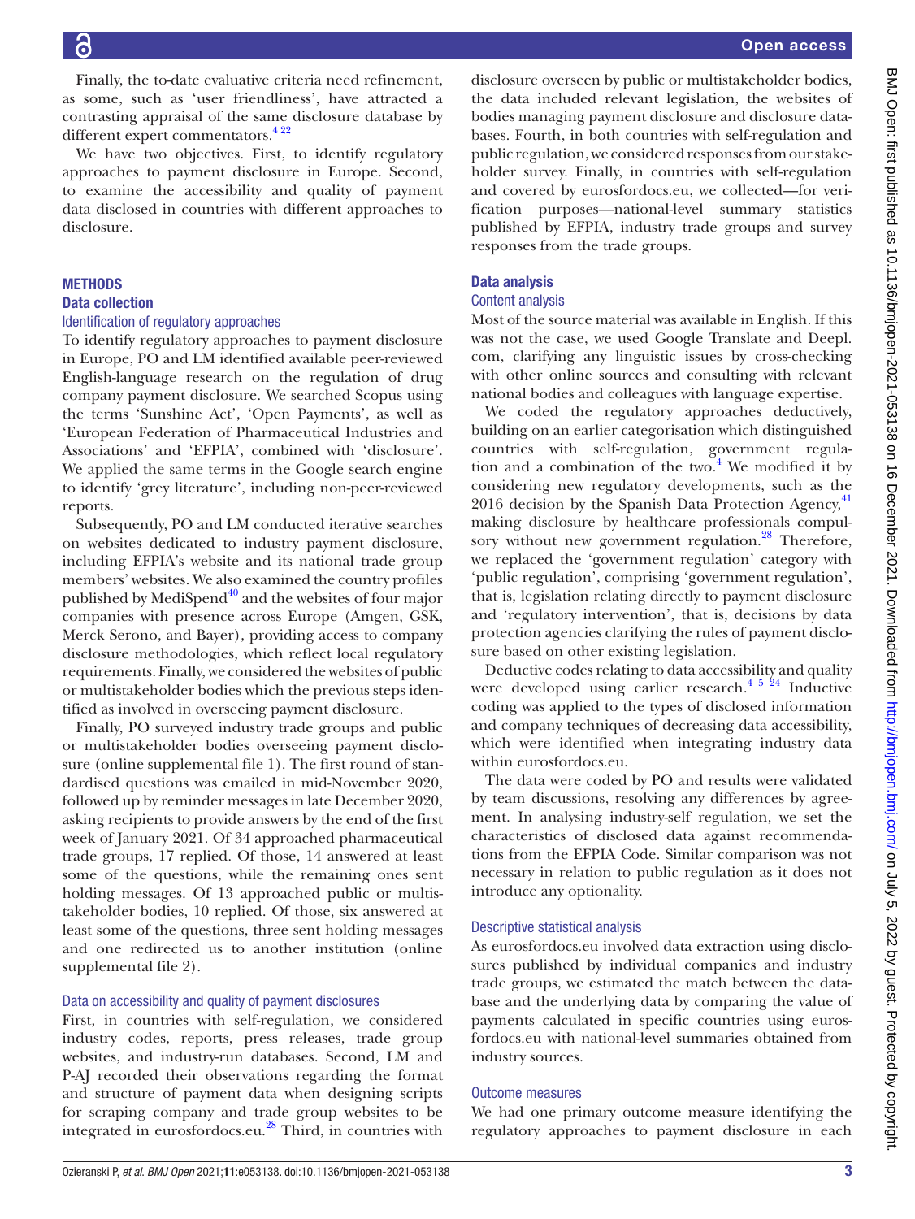Finally, the to-date evaluative criteria need refinement, as some, such as 'user friendliness', have attracted a contrasting appraisal of the same disclosure database by different expert commentators.[4 22]

We have two objectives. First, to identify regulatory approaches to payment disclosure in Europe. Second, to examine the accessibility and quality of payment data disclosed in countries with different approaches to disclosure.

## METHODS

### Data collection

#### Identification of regulatory approaches

To identify regulatory approaches to payment disclosure in Europe, PO and LM identified available peer-reviewed English-language research on the regulation of drug company payment disclosure. We searched Scopus using the terms 'Sunshine Act', 'Open Payments', as well as 'European Federation of Pharmaceutical Industries and Associations' and 'EFPIA', combined with 'disclosure'. We applied the same terms in the Google search engine to identify 'grey literature', including non-peer-reviewed reports.

Subsequently, PO and LM conducted iterative searches on websites dedicated to industry payment disclosure, including EFPIA's website and its national trade group members' websites. We also examined the country profiles published by MediSpend[40] and the websites of four major companies with presence across Europe (Amgen, GSK, Merck Serono, and Bayer), providing access to company disclosure methodologies, which reflect local regulatory requirements. Finally, we considered the websites of public or multistakeholder bodies which the previous steps identified as involved in overseeing payment disclosure.

Finally, PO surveyed industry trade groups and public or multistakeholder bodies overseeing payment disclosure (online supplemental file 1). The first round of standardised questions was emailed in mid-November 2020, followed up by reminder messages in late December 2020, asking recipients to provide answers by the end of the first week of January 2021. Of 34 approached pharmaceutical trade groups, 17 replied. Of those, 14 answered at least some of the questions, while the remaining ones sent holding messages. Of 13 approached public or multistakeholder bodies, 10 replied. Of those, six answered at least some of the questions, three sent holding messages and one redirected us to another institution (online supplemental file 2).

#### Data on accessibility and quality of payment disclosures

First, in countries with self-regulation, we considered industry codes, reports, press releases, trade group websites, and industry-run databases. Second, LM and P-AJ recorded their observations regarding the format and structure of payment data when designing scripts for scraping company and trade group websites to be integrated in eurosfordocs.eu.[28] Third, in countries with disclosure overseen by public or multistakeholder bodies, the data included relevant legislation, the websites of bodies managing payment disclosure and disclosure databases. Fourth, in both countries with self-regulation and public regulation, we considered responses from our stakeholder survey. Finally, in countries with self-regulation and covered by eurosfordocs.eu, we collected—for verification purposes—national-level summary statistics published by EFPIA, industry trade groups and survey responses from the trade groups.

### Data analysis

#### Content analysis

Most of the source material was available in English. If this was not the case, we used Google Translate and Deepl.com, clarifying any linguistic issues by cross-checking with other online sources and consulting with relevant national bodies and colleagues with language expertise.

We coded the regulatory approaches deductively, building on an earlier categorisation which distinguished countries with self-regulation, government regulation and a combination of the two.[4] We modified it by considering new regulatory developments, such as the 2016 decision by the Spanish Data Protection Agency,[41] making disclosure by healthcare professionals compulsory without new government regulation.[28] Therefore, we replaced the 'government regulation' category with 'public regulation', comprising 'government regulation', that is, legislation relating directly to payment disclosure and 'regulatory intervention', that is, decisions by data protection agencies clarifying the rules of payment disclosure based on other existing legislation.

Deductive codes relating to data accessibility and quality were developed using earlier research.[4 5 24] Inductive coding was applied to the types of disclosed information and company techniques of decreasing data accessibility, which were identified when integrating industry data within eurosfordocs.eu.

The data were coded by PO and results were validated by team discussions, resolving any differences by agreement. In analysing industry-self regulation, we set the characteristics of disclosed data against recommendations from the EFPIA Code. Similar comparison was not necessary in relation to public regulation as it does not introduce any optionality.

#### Descriptive statistical analysis

As eurosfordocs.eu involved data extraction using disclosures published by individual companies and industry trade groups, we estimated the match between the database and the underlying data by comparing the value of payments calculated in specific countries using eurosfordocs.eu with national-level summaries obtained from industry sources.

#### Outcome measures

We had one primary outcome measure identifying the regulatory approaches to payment disclosure in each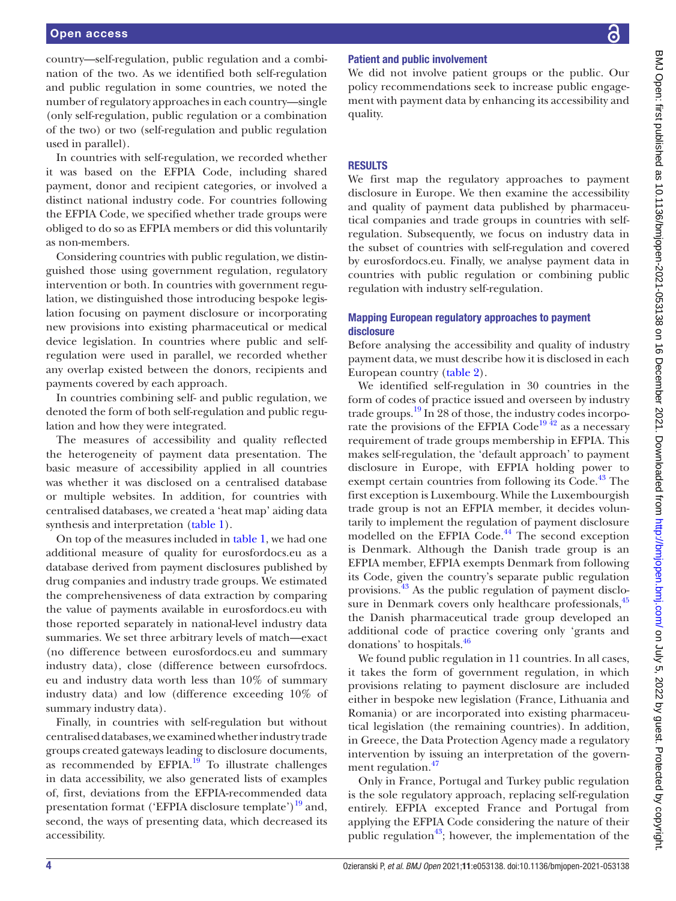country—self-regulation, public regulation and a combination of the two. As we identified both self-regulation and public regulation in some countries, we noted the number of regulatory approaches in each country—single (only self-regulation, public regulation or a combination of the two) or two (self-regulation and public regulation used in parallel).

In countries with self-regulation, we recorded whether it was based on the EFPIA Code, including shared payment, donor and recipient categories, or involved a distinct national industry code. For countries following the EFPIA Code, we specified whether trade groups were obliged to do so as EFPIA members or did this voluntarily as non-members.

Considering countries with public regulation, we distinguished those using government regulation, regulatory intervention or both. In countries with government regulation, we distinguished those introducing bespoke legislation focusing on payment disclosure or incorporating new provisions into existing pharmaceutical or medical device legislation. In countries where public and self-regulation were used in parallel, we recorded whether any overlap existed between the donors, recipients and payments covered by each approach.

In countries combining self- and public regulation, we denoted the form of both self-regulation and public regulation and how they were integrated.

The measures of accessibility and quality reflected the heterogeneity of payment data presentation. The basic measure of accessibility applied in all countries was whether it was disclosed on a centralised database or multiple websites. In addition, for countries with centralised databases, we created a 'heat map' aiding data synthesis and interpretation (table 1).

On top of the measures included in table 1, we had one additional measure of quality for eurosfordocs.eu as a database derived from payment disclosures published by drug companies and industry trade groups. We estimated the comprehensiveness of data extraction by comparing the value of payments available in eurosfordocs.eu with those reported separately in national-level industry data summaries. We set three arbitrary levels of match—exact (no difference between eurosfordocs.eu and summary industry data), close (difference between eursofrdocs.eu and industry data worth less than 10% of summary industry data) and low (difference exceeding 10% of summary industry data).

Finally, in countries with self-regulation but without centralised databases, we examined whether industry trade groups created gateways leading to disclosure documents, as recommended by EFPIA.[19] To illustrate challenges in data accessibility, we also generated lists of examples of, first, deviations from the EFPIA-recommended data presentation format ('EFPIA disclosure template')[19] and, second, the ways of presenting data, which decreased its accessibility.

### Patient and public involvement

We did not involve patient groups or the public. Our policy recommendations seek to increase public engagement with payment data by enhancing its accessibility and quality.

## RESULTS

We first map the regulatory approaches to payment disclosure in Europe. We then examine the accessibility and quality of payment data published by pharmaceutical companies and trade groups in countries with self-regulation. Subsequently, we focus on industry data in the subset of countries with self-regulation and covered by eurosfordocs.eu. Finally, we analyse payment data in countries with public regulation or combining public regulation with industry self-regulation.

### Mapping European regulatory approaches to payment disclosure

Before analysing the accessibility and quality of industry payment data, we must describe how it is disclosed in each European country (table 2).

We identified self-regulation in 30 countries in the form of codes of practice issued and overseen by industry trade groups.[19] In 28 of those, the industry codes incorporate the provisions of the EFPIA Code[19 42] as a necessary requirement of trade groups membership in EFPIA. This makes self-regulation, the 'default approach' to payment disclosure in Europe, with EFPIA holding power to exempt certain countries from following its Code.[43] The first exception is Luxembourg. While the Luxembourgish trade group is not an EFPIA member, it decides voluntarily to implement the regulation of payment disclosure modelled on the EFPIA Code.[44] The second exception is Denmark. Although the Danish trade group is an EFPIA member, EFPIA exempts Denmark from following its Code, given the country's separate public regulation provisions.[43] As the public regulation of payment disclosure in Denmark covers only healthcare professionals,[45] the Danish pharmaceutical trade group developed an additional code of practice covering only 'grants and donations' to hospitals.[46]

We found public regulation in 11 countries. In all cases, it takes the form of government regulation, in which provisions relating to payment disclosure are included either in bespoke new legislation (France, Lithuania and Romania) or are incorporated into existing pharmaceutical legislation (the remaining countries). In addition, in Greece, the Data Protection Agency made a regulatory intervention by issuing an interpretation of the government regulation.[47]

Only in France, Portugal and Turkey public regulation is the sole regulatory approach, replacing self-regulation entirely. EFPIA excepted France and Portugal from applying the EFPIA Code considering the nature of their public regulation[43]; however, the implementation of the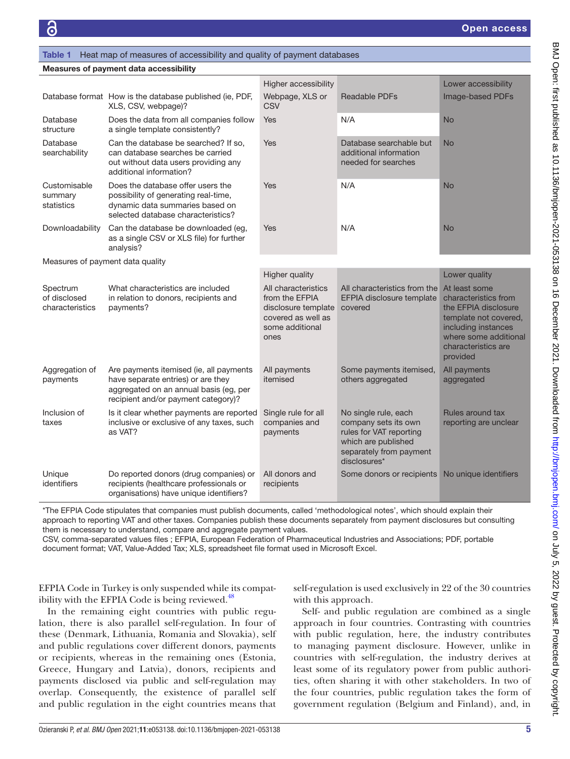**Table 1** Heat map of measures of accessibility and quality of payment databases

| Measures of payment data accessibility | | | | |
|---|---|---|---|---|
| | | Higher accessibility | | Lower accessibility |
| Database format | How is the database published (ie, PDF, XLS, CSV, webpage)? | Webpage, XLS or CSV | Readable PDFs | Image-based PDFs |
| Database structure | Does the data from all companies follow a single template consistently? | Yes | N/A | No |
| Database searchability | Can the database be searched? If so, can database searches be carried out without data users providing any additional information? | Yes | Database searchable but additional information needed for searches | No |
| Customisable summary statistics | Does the database offer users the possibility of generating real-time, dynamic data summaries based on selected database characteristics? | Yes | N/A | No |
| Downloadability | Can the database be downloaded (eg, as a single CSV or XLS file) for further analysis? | Yes | N/A | No |
| **Measures of payment data quality** | | | | |
| | | Higher quality | | Lower quality |
| Spectrum of disclosed characteristics | What characteristics are included in relation to donors, recipients and payments? | All characteristics from the EFPIA disclosure template covered as well as some additional ones | All characteristics from the EFPIA disclosure template covered | At least some characteristics from the EFPIA disclosure template not covered, including instances where some additional characteristics are provided |
| Aggregation of payments | Are payments itemised (ie, all payments have separate entries) or are they aggregated on an annual basis (eg, per recipient and/or payment category)? | All payments itemised | Some payments itemised, others aggregated | All payments aggregated |
| Inclusion of taxes | Is it clear whether payments are reported inclusive or exclusive of any taxes, such as VAT? | Single rule for all companies and payments | No single rule, each company sets its own rules for VAT reporting which are published separately from payment disclosures* | Rules around tax reporting are unclear |
| Unique identifiers | Do reported donors (drug companies) or recipients (healthcare professionals or organisations) have unique identifiers? | All donors and recipients | Some donors or recipients | No unique identifiers |

*The EFPIA Code stipulates that companies must publish documents, called 'methodological notes', which should explain their approach to reporting VAT and other taxes. Companies publish these documents separately from payment disclosures but consulting them is necessary to understand, compare and aggregate payment values.

CSV, comma-separated values files ; EFPIA, European Federation of Pharmaceutical Industries and Associations; PDF, portable document format; VAT, Value-Added Tax; XLS, spreadsheet file format used in Microsoft Excel.

EFPIA Code in Turkey is only suspended while its compatibility with the EFPIA Code is being reviewed.[48]

In the remaining eight countries with public regulation, there is also parallel self-regulation. In four of these (Denmark, Lithuania, Romania and Slovakia), self and public regulations cover different donors, payments or recipients, whereas in the remaining ones (Estonia, Greece, Hungary and Latvia), donors, recipients and payments disclosed via public and self-regulation may overlap. Consequently, the existence of parallel self and public regulation in the eight countries means that self-regulation is used exclusively in 22 of the 30 countries with this approach.

Self- and public regulation are combined as a single approach in four countries. Contrasting with countries with public regulation, here, the industry contributes to managing payment disclosure. However, unlike in countries with self-regulation, the industry derives at least some of its regulatory power from public authorities, often sharing it with other stakeholders. In two of the four countries, public regulation takes the form of government regulation (Belgium and Finland), and, in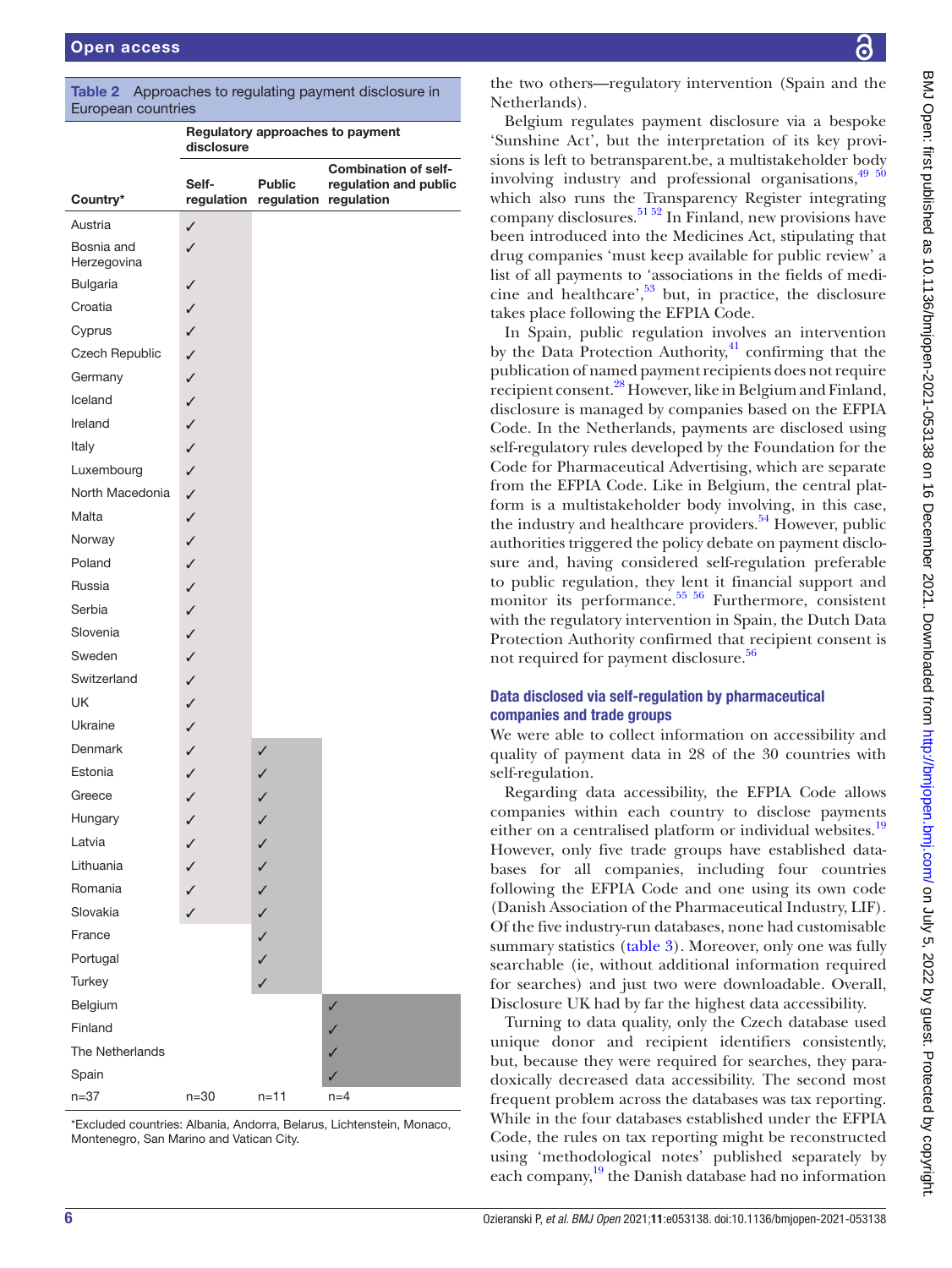**Table 2** Approaches to regulating payment disclosure in European countries

| Country* | Regulatory approaches to payment disclosure | | |
|---|---|---|---|
| | Self-regulation | Public regulation | Combination of self-regulation and public regulation |
| Austria | ✓ | | |
| Bosnia and Herzegovina | ✓ | | |
| Bulgaria | ✓ | | |
| Croatia | ✓ | | |
| Cyprus | ✓ | | |
| Czech Republic | ✓ | | |
| Germany | ✓ | | |
| Iceland | ✓ | | |
| Ireland | ✓ | | |
| Italy | ✓ | | |
| Luxembourg | ✓ | | |
| North Macedonia | ✓ | | |
| Malta | ✓ | | |
| Norway | ✓ | | |
| Poland | ✓ | | |
| Russia | ✓ | | |
| Serbia | ✓ | | |
| Slovenia | ✓ | | |
| Sweden | ✓ | | |
| Switzerland | ✓ | | |
| UK | ✓ | | |
| Ukraine | ✓ | | |
| Denmark | ✓ | ✓ | |
| Estonia | ✓ | ✓ | |
| Greece | ✓ | ✓ | |
| Hungary | ✓ | ✓ | |
| Latvia | ✓ | ✓ | |
| Lithuania | ✓ | ✓ | |
| Romania | ✓ | ✓ | |
| Slovakia | ✓ | ✓ | |
| France | | ✓ | |
| Portugal | | ✓ | |
| Turkey | | ✓ | |
| Belgium | | | ✓ |
| Finland | | | ✓ |
| The Netherlands | | | ✓ |
| Spain | | | ✓ |
| n=37 | n=30 | n=11 | n=4 |

*Excluded countries: Albania, Andorra, Belarus, Lichtenstein, Monaco, Montenegro, San Marino and Vatican City.

the two others—regulatory intervention (Spain and the Netherlands).

Belgium regulates payment disclosure via a bespoke 'Sunshine Act', but the interpretation of its key provisions is left to betransparent.be, a multistakeholder body involving industry and professional organisations,[49 50] which also runs the Transparency Register integrating company disclosures.[51 52] In Finland, new provisions have been introduced into the Medicines Act, stipulating that drug companies 'must keep available for public review' a list of all payments to 'associations in the fields of medicine and healthcare',[53] but, in practice, the disclosure takes place following the EFPIA Code.

In Spain, public regulation involves an intervention by the Data Protection Authority,[41] confirming that the publication of named payment recipients does not require recipient consent.[28] However, like in Belgium and Finland, disclosure is managed by companies based on the EFPIA Code. In the Netherlands, payments are disclosed using self-regulatory rules developed by the Foundation for the Code for Pharmaceutical Advertising, which are separate from the EFPIA Code. Like in Belgium, the central platform is a multistakeholder body involving, in this case, the industry and healthcare providers.[54] However, public authorities triggered the policy debate on payment disclosure and, having considered self-regulation preferable to public regulation, they lent it financial support and monitor its performance.[55 56] Furthermore, consistent with the regulatory intervention in Spain, the Dutch Data Protection Authority confirmed that recipient consent is not required for payment disclosure.[56]

## Data disclosed via self-regulation by pharmaceutical companies and trade groups

We were able to collect information on accessibility and quality of payment data in 28 of the 30 countries with self-regulation.

Regarding data accessibility, the EFPIA Code allows companies within each country to disclose payments either on a centralised platform or individual websites.[19] However, only five trade groups have established databases for all companies, including four countries following the EFPIA Code and one using its own code (Danish Association of the Pharmaceutical Industry, LIF). Of the five industry-run databases, none had customisable summary statistics (table 3). Moreover, only one was fully searchable (ie, without additional information required for searches) and just two were downloadable. Overall, Disclosure UK had by far the highest data accessibility.

Turning to data quality, only the Czech database used unique donor and recipient identifiers consistently, but, because they were required for searches, they paradoxically decreased data accessibility. The second most frequent problem across the databases was tax reporting. While in the four databases established under the EFPIA Code, the rules on tax reporting might be reconstructed using 'methodological notes' published separately by each company,[19] the Danish database had no information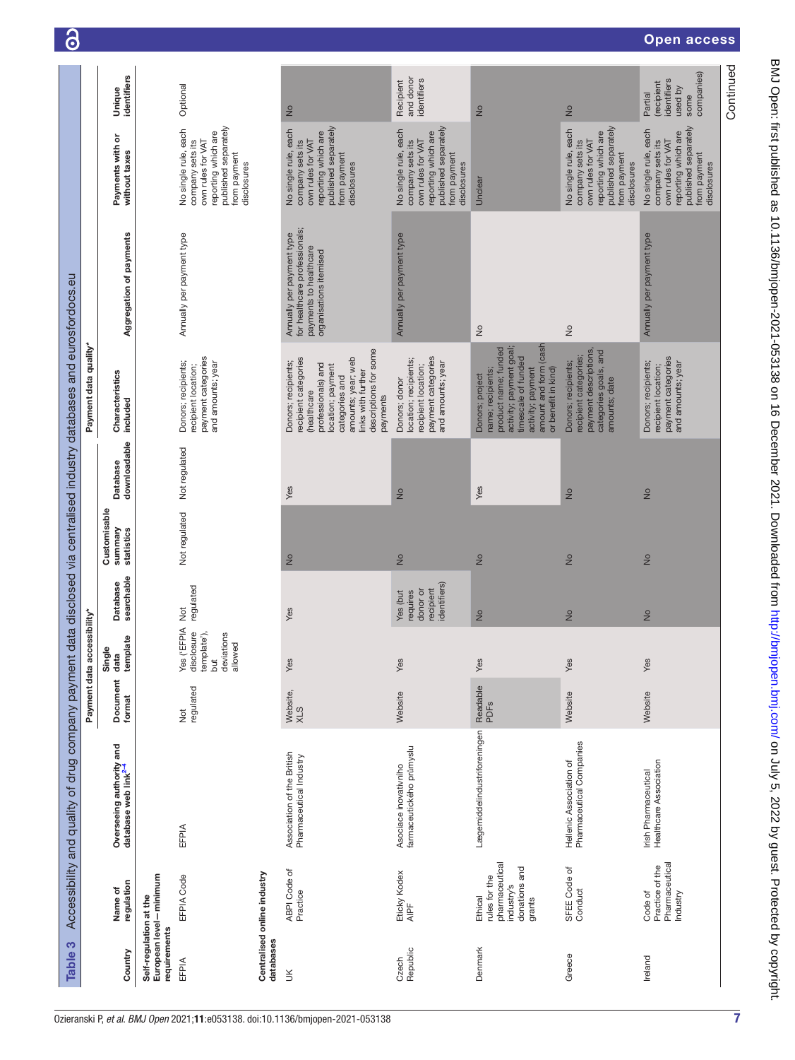**Table 3** Accessibility and quality of drug company payment data disclosed via centralised industry databases and eurosfordocs.eu

| Country | Name of regulation | Overseeing authority and database web link[2–4] | Payment data accessibility* | | | | | Payment data quality* | | | |
|---|---|---|---|---|---|---|---|---|---|---|---|
| | | | Document format | Single data template | Database searchable | Customisable summary statistics | Database downloadable | Characteristics included | Aggregation of payments | Payments with or without taxes | Unique identifiers |
| **Self-regulation at the European level—minimum requirements** | | | | | | | | | | | |
| EFPIA | EFPIA Code | EFPIA | Not regulated | Yes ('EFPIA disclosure template'), but deviations allowed | Not regulated | Not regulated | Not regulated | Donors; recipients; recipient location; payment categories and amounts; year | Annually per payment type | No single rule, each company sets its own rules for VAT reporting which are published separately from payment disclosures | Optional |
| **Centralised online industry databases** | | | | | | | | | | | |
| UK | ABPI Code of Practice | Association of the British Pharmaceutical Industry | Website, XLS | Yes | Yes | No | Yes | Donors; recipients; recipient categories (healthcare professionals) and location; payment categories and amounts; year; web links with further descriptions for some payments | Annually per payment type for healthcare professionals; payments to healthcare organisations itemised | No single rule, each company sets its own rules for VAT reporting which are published separately from payment disclosures | No |
| Czech Republic | Etický Kodex AIPF | Asociace inovativního farmaceutického průmyslu | Website | Yes | Yes (but requires donor or recipient identifiers) | No | No | Donors; donor location; recipients; recipient location; payment categories and amounts; year | Annually per payment type | No single rule, each company sets its own rules for VAT reporting which are published separately from payment disclosures | Recipient and donor identifiers |
| Denmark | Ethical rules for the pharmaceutical industry's donations and grants | Lægemiddelindustriforeningen | Readable PDFs | Yes | No | No | Yes | Donors; project name; recipients; product name; funded activity; payment goal; timescale of funded activity; payment amount and form (cash or benefit in kind) | No | Unclear | No |
| Greece | SFEE Code of Conduct | Hellenic Association of Pharmaceutical Companies | Website | Yes | No | No | No | Donors; recipients; recipient categories; payment descriptions, categories goals, and amounts; date | No | No single rule, each company sets its own rules for VAT reporting which are published separately from payment disclosures | No |
| Ireland | Code of Practice of the Pharmaceutical Industry | Irish Pharmaceutical Healthcare Association | Website | Yes | No | No | No | Donors; recipients; recipient location; payment categories and amounts; year | Annually per payment type | No single rule, each company sets its own rules for VAT reporting which are published separately from payment disclosures | Partial (recipient identifiers used by some companies) |

Continued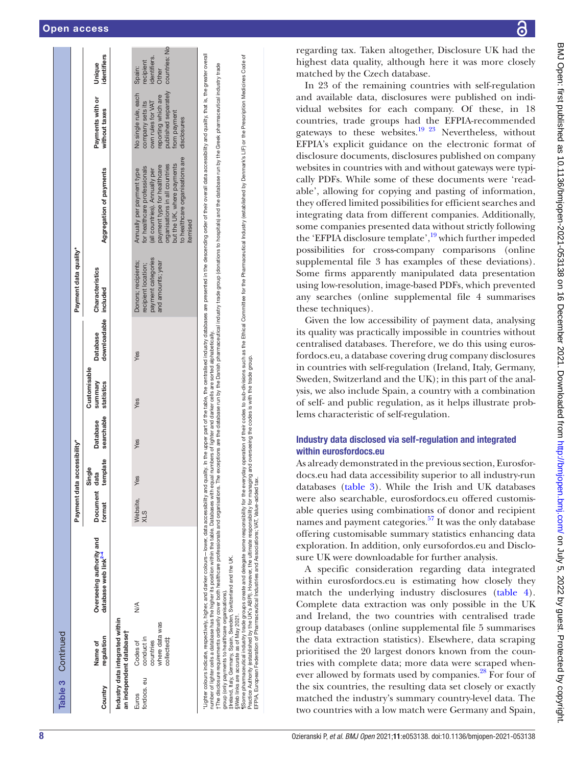Table 3 Continued

| Country | Name of regulation | Overseeing authority and database web link[24] | Payment data accessibility* | | | | | Payment data quality* | | | |
|---|---|---|---|---|---|---|---|---|---|---|---|
| | | | Document format | Single data template | Database searchable | Customisable summary statistics | Database downloadable | Characteristics included | Aggregation of payments | Payments with or without taxes | Unique identifiers |
| **Industry data integrated within an independent database†** | | | | | | | | | | | |
| Eurosfordocs. eu | Codes of conduct in countries where data was collected‡ | N/A | Website, XLS | Yes | Yes | Yes | Yes | Donors; recipients; recipient location; payment categories and amounts; year | Annually per payment type for healthcare professionals (all countries). Annually per payment type for healthcare organisations in all countries but the UK, where payments to healthcare organisations are itemised | No single rule, each company sets its own rules for VAT reporting which are published separately from payment disclosures | Spain: recipient identifiers. Other countries: No |

*Lighter colours indicate, respectively, higher, and darker colours—lower, data accessibility and quality. In the upper part of the table, the centralised industry databases are presented in the descending order of their overall data accessibility and quality, that is, the greater overall number of lighter cells a database has the higher its position within the table. Databases with equal numbers of lighter and darker cells are sorted alphabetically.
†The disclosure requirements ordinarily cover both healthcare professionals and organisations. The exceptions are the database run by the Danish pharmaceutical industry trade group (donations to hospitals) and the database run by the Greek pharmaceutical industry trade group (only payments to healthcare organisations).
‡Ireland, Italy, Germany, Spain, Sweden, Switzerland and the UK.
§Web links are accurate as of May 2021.
¶Some pharmaceutical industry trade groups create and delegate some responsibility for the everyday operation of their codes to sub-divisions such as the Ethical Committee for the Pharmaceutical Industry (established by Denmark's LIF) or the Prescription Medicines Code of Practice Authority (established by the UK's ABPI). However, the ultimate responsibility for managing and overseeing the codes is with the trade group.
EFPIA, European Federation of Pharmaceutical Industries and Associations; VAT, Value-added tax.

regarding tax. Taken altogether, Disclosure UK had the highest data quality, although here it was more closely matched by the Czech database.

In 23 of the remaining countries with self-regulation and available data, disclosures were published on individual websites for each company. Of these, in 18 countries, trade groups had the EFPIA-recommended gateways to these websites.[19 23] Nevertheless, without EFPIA's explicit guidance on the electronic format of disclosure documents, disclosures published on company websites in countries with and without gateways were typically PDFs. While some of these documents were 'readable', allowing for copying and pasting of information, they offered limited possibilities for efficient searches and integrating data from different companies. Additionally, some companies presented data without strictly following the 'EFPIA disclosure template',[19] which further impeded possibilities for cross-company comparisons (online supplemental file 3 has examples of these deviations). Some firms apparently manipulated data presentation using low-resolution, image-based PDFs, which prevented any searches (online supplemental file 4 summarises these techniques).

Given the low accessibility of payment data, analysing its quality was practically impossible in countries without centralised databases. Therefore, we do this using eurosfordocs.eu, a database covering drug company disclosures in countries with self-regulation (Ireland, Italy, Germany, Sweden, Switzerland and the UK); in this part of the analysis, we also include Spain, a country with a combination of self- and public regulation, as it helps illustrate problems characteristic of self-regulation.

### Industry data disclosed via self-regulation and integrated within eurosfordocs.eu

As already demonstrated in the previous section, Eurosfordocs.eu had data accessibility superior to all industry-run databases (table 3). While the Irish and UK databases were also searchable, eurosfordocs.eu offered customisable queries using combinations of donor and recipient names and payment categories.[57] It was the only database offering customisable summary statistics enhancing data exploration. In addition, only eursofordos.eu and Disclosure UK were downloadable for further analysis.

A specific consideration regarding data integrated within eurosfordocs.eu is estimating how closely they match the underlying industry disclosures (table 4). Complete data extraction was only possible in the UK and Ireland, the two countries with centralised trade group databases (online supplemental file 5 summarises the data extraction statistics). Elsewhere, data scraping prioritised the 20 largest donors known from the countries with complete data; more data were scraped whenever allowed by formats used by companies.[28] For four of the six countries, the resulting data set closely or exactly matched the industry's summary country-level data. The two countries with a low match were Germany and Spain,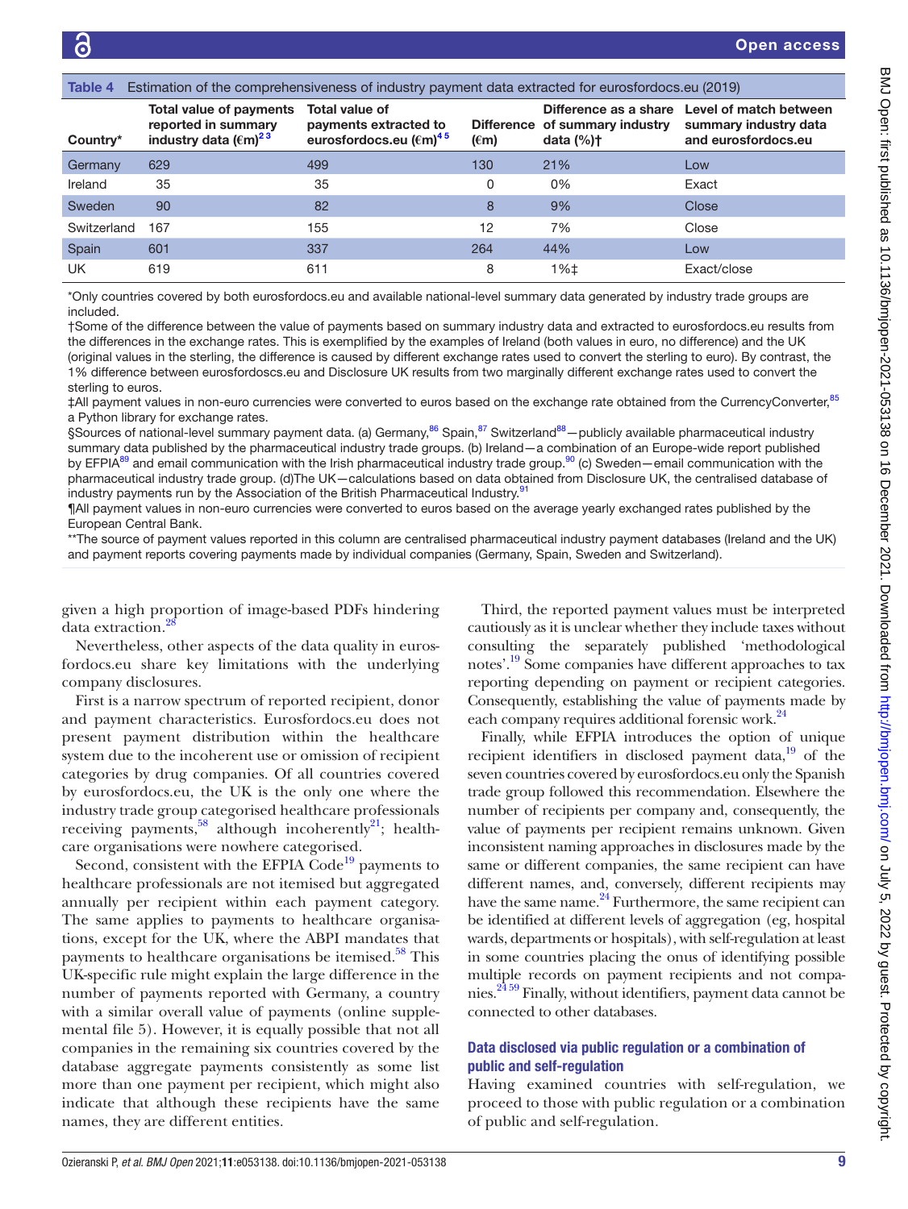**Table 4** Estimation of the comprehensiveness of industry payment data extracted for eurosfordocs.eu (2019)

| Country* | Total value of payments reported in summary industry data (€m)[2 3] | Total value of payments extracted to eurosfordocs.eu (€m)[4 5] | Difference (€m) | Difference as a share of summary industry data (%)† | Level of match between summary industry data and eurosfordocs.eu |
|---|---|---|---|---|---|
| Germany | 629 | 499 | 130 | 21% | Low |
| Ireland | 35 | 35 | 0 | 0% | Exact |
| Sweden | 90 | 82 | 8 | 9% | Close |
| Switzerland | 167 | 155 | 12 | 7% | Close |
| Spain | 601 | 337 | 264 | 44% | Low |
| UK | 619 | 611 | 8 | 1%‡ | Exact/close |

*Only countries covered by both eurosfordocs.eu and available national-level summary data generated by industry trade groups are included.

†Some of the difference between the value of payments based on summary industry data and extracted to eurosfordocs.eu results from the differences in the exchange rates. This is exemplified by the examples of Ireland (both values in euro, no difference) and the UK (original values in the sterling, the difference is caused by different exchange rates used to convert the sterling to euro). By contrast, the 1% difference between eurosfordosocs.eu and Disclosure UK results from two marginally different exchange rates used to convert the sterling to euros.

‡All payment values in non-euro currencies were converted to euros based on the exchange rate obtained from the CurrencyConverter,[85] a Python library for exchange rates.

§Sources of national-level summary payment data. (a) Germany,[86] Spain,[87] Switzerland[88]—publicly available pharmaceutical industry summary data published by the pharmaceutical industry trade groups. (b) Ireland—a combination of an Europe-wide report published by EFPIA[89] and email communication with the Irish pharmaceutical industry trade group.[90] (c) Sweden—email communication with the pharmaceutical industry trade group. (d)The UK—calculations based on data obtained from Disclosure UK, the centralised database of industry payments run by the Association of the British Pharmaceutical Industry.[91]

¶All payment values in non-euro currencies were converted to euros based on the average yearly exchanged rates published by the European Central Bank.

**The source of payment values reported in this column are centralised pharmaceutical industry payment databases (Ireland and the UK) and payment reports covering payments made by individual companies (Germany, Spain, Sweden and Switzerland).

given a high proportion of image-based PDFs hindering data extraction.[28]

Nevertheless, other aspects of the data quality in eurosfordocs.eu share key limitations with the underlying company disclosures.

First is a narrow spectrum of reported recipient, donor and payment characteristics. Eurosfordocs.eu does not present payment distribution within the healthcare system due to the incoherent use or omission of recipient categories by drug companies. Of all countries covered by eurosfordocs.eu, the UK is the only one where the industry trade group categorised healthcare professionals receiving payments,[58] although incoherently[21]; healthcare organisations were nowhere categorised.

Second, consistent with the EFPIA Code[19] payments to healthcare professionals are not itemised but aggregated annually per recipient within each payment category. The same applies to payments to healthcare organisations, except for the UK, where the ABPI mandates that payments to healthcare organisations be itemised.[58] This UK-specific rule might explain the large difference in the number of payments reported with Germany, a country with a similar overall value of payments (online supplemental file 5). However, it is equally possible that not all companies in the remaining six countries covered by the database aggregate payments consistently as some list more than one payment per recipient, which might also indicate that although these recipients have the same names, they are different entities.

Third, the reported payment values must be interpreted cautiously as it is unclear whether they include taxes without consulting the separately published 'methodological notes'.[19] Some companies have different approaches to tax reporting depending on payment or recipient categories. Consequently, establishing the value of payments made by each company requires additional forensic work.[24]

Finally, while EFPIA introduces the option of unique recipient identifiers in disclosed payment data,[19] of the seven countries covered by eurosfordocs.eu only the Spanish trade group followed this recommendation. Elsewhere the number of recipients per company and, consequently, the value of payments per recipient remains unknown. Given inconsistent naming approaches in disclosures made by the same or different companies, the same recipient can have different names, and, conversely, different recipients may have the same name.[24] Furthermore, the same recipient can be identified at different levels of aggregation (eg, hospital wards, departments or hospitals), with self-regulation at least in some countries placing the onus of identifying possible multiple records on payment recipients and not companies.[24 59] Finally, without identifiers, payment data cannot be connected to other databases.

## Data disclosed via public regulation or a combination of public and self-regulation

Having examined countries with self-regulation, we proceed to those with public regulation or a combination of public and self-regulation.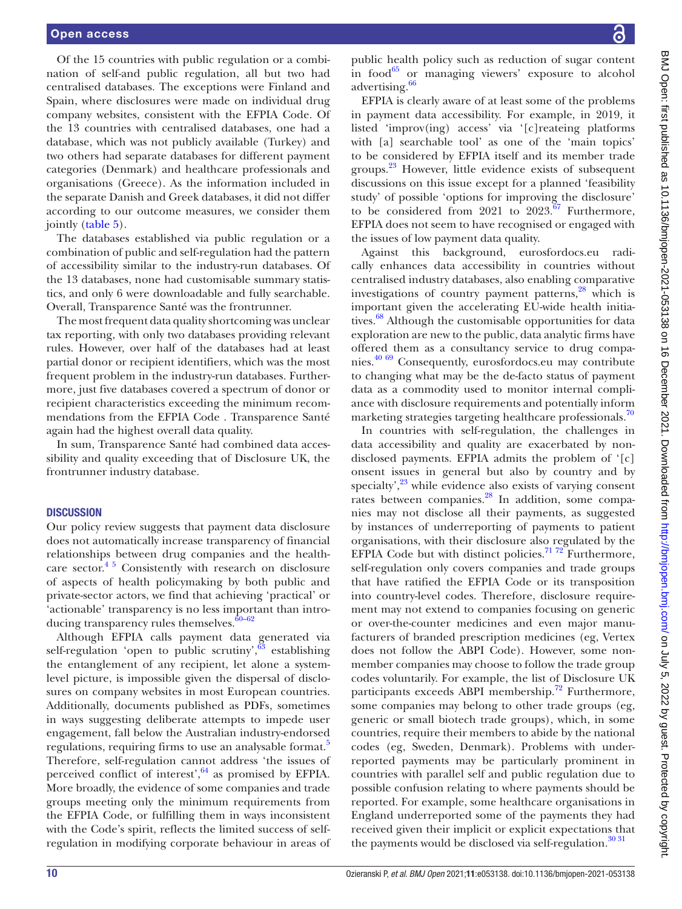Of the 15 countries with public regulation or a combination of self-and public regulation, all but two had centralised databases. The exceptions were Finland and Spain, where disclosures were made on individual drug company websites, consistent with the EFPIA Code. Of the 13 countries with centralised databases, one had a database, which was not publicly available (Turkey) and two others had separate databases for different payment categories (Denmark) and healthcare professionals and organisations (Greece). As the information included in the separate Danish and Greek databases, it did not differ according to our outcome measures, we consider them jointly (table 5).

The databases established via public regulation or a combination of public and self-regulation had the pattern of accessibility similar to the industry-run databases. Of the 13 databases, none had customisable summary statistics, and only 6 were downloadable and fully searchable. Overall, Transparence Santé was the frontrunner.

The most frequent data quality shortcoming was unclear tax reporting, with only two databases providing relevant rules. However, over half of the databases had at least partial donor or recipient identifiers, which was the most frequent problem in the industry-run databases. Furthermore, just five databases covered a spectrum of donor or recipient characteristics exceeding the minimum recommendations from the EFPIA Code . Transparence Santé again had the highest overall data quality.

In sum, Transparence Santé had combined data accessibility and quality exceeding that of Disclosure UK, the frontrunner industry database.

## DISCUSSION

Our policy review suggests that payment data disclosure does not automatically increase transparency of financial relationships between drug companies and the healthcare sector.[4 5] Consistently with research on disclosure of aspects of health policymaking by both public and private-sector actors, we find that achieving 'practical' or 'actionable' transparency is no less important than introducing transparency rules themselves.[60–62]

Although EFPIA calls payment data generated via self-regulation 'open to public scrutiny',[63] establishing the entanglement of any recipient, let alone a system-level picture, is impossible given the dispersal of disclosures on company websites in most European countries. Additionally, documents published as PDFs, sometimes in ways suggesting deliberate attempts to impede user engagement, fall below the Australian industry-endorsed regulations, requiring firms to use an analysable format.[5] Therefore, self-regulation cannot address 'the issues of perceived conflict of interest',[64] as promised by EFPIA. More broadly, the evidence of some companies and trade groups meeting only the minimum requirements from the EFPIA Code, or fulfilling them in ways inconsistent with the Code's spirit, reflects the limited success of self-regulation in modifying corporate behaviour in areas of public health policy such as reduction of sugar content in food[65] or managing viewers' exposure to alcohol advertising.[66]

EFPIA is clearly aware of at least some of the problems in payment data accessibility. For example, in 2019, it listed 'improv(ing) access' via '[c]reateing platforms with [a] searchable tool' as one of the 'main topics' to be considered by EFPIA itself and its member trade groups.[23] However, little evidence exists of subsequent discussions on this issue except for a planned 'feasibility study' of possible 'options for improving the disclosure' to be considered from 2021 to 2023.[67] Furthermore, EFPIA does not seem to have recognised or engaged with the issues of low payment data quality.

Against this background, eurosfordocs.eu radically enhances data accessibility in countries without centralised industry databases, also enabling comparative investigations of country payment patterns,[28] which is important given the accelerating EU-wide health initiatives.[68] Although the customisable opportunities for data exploration are new to the public, data analytic firms have offered them as a consultancy service to drug companies.[40 69] Consequently, eurosfordocs.eu may contribute to changing what may be the de-facto status of payment data as a commodity used to monitor internal compliance with disclosure requirements and potentially inform marketing strategies targeting healthcare professionals.[70]

In countries with self-regulation, the challenges in data accessibility and quality are exacerbated by non-disclosed payments. EFPIA admits the problem of '[c]onsent issues in general but also by country and by specialty',[23] while evidence also exists of varying consent rates between companies.[28] In addition, some companies may not disclose all their payments, as suggested by instances of underreporting of payments to patient organisations, with their disclosure also regulated by the EFPIA Code but with distinct policies.[71 72] Furthermore, self-regulation only covers companies and trade groups that have ratified the EFPIA Code or its transposition into country-level codes. Therefore, disclosure requirement may not extend to companies focusing on generic or over-the-counter medicines and even major manufacturers of branded prescription medicines (eg, Vertex does not follow the ABPI Code). However, some non-member companies may choose to follow the trade group codes voluntarily. For example, the list of Disclosure UK participants exceeds ABPI membership.[72] Furthermore, some companies may belong to other trade groups (eg, generic or small biotech trade groups), which, in some countries, require their members to abide by the national codes (eg, Sweden, Denmark). Problems with underreported payments may be particularly prominent in countries with parallel self and public regulation due to possible confusion relating to where payments should be reported. For example, some healthcare organisations in England underreported some of the payments they had received given their implicit or explicit expectations that the payments would be disclosed via self-regulation.[30 31]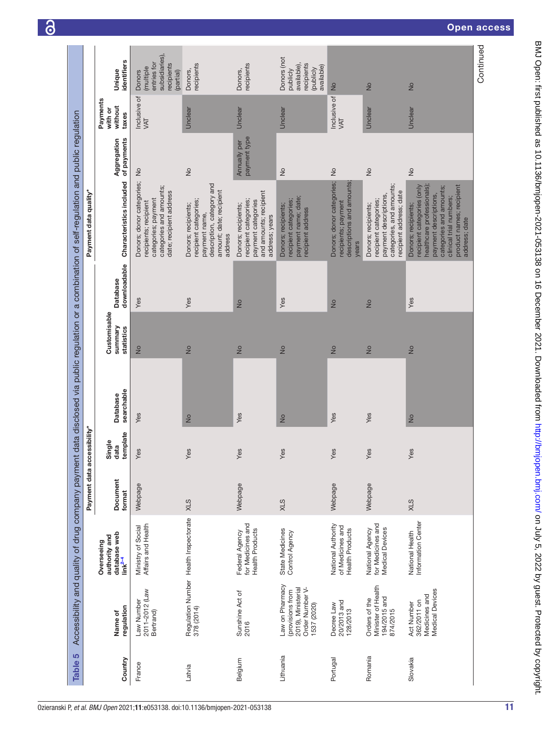**Table 5** Accessibility and quality of drug company payment data disclosed via public regulation or a combination of self-regulation and public regulation

| Country | Name of regulation | Overseeing authority and database web link[2–4] | Payment data accessibility* | | | | | Payment data quality* | | | |
|---|---|---|---|---|---|---|---|---|---|---|---|
| | | | Document format | Single data template | Database searchable | Customisable summary statistics | Database downloadable | Characteristics included | Aggregation of payments | Payments with or without taxes | Unique identifiers |
| France | Law Number 2011–2012 (Law Bertrand) | Ministry of Social Affairs and Health | Webpage | Yes | Yes | No | Yes | Donors; donor categories; recipients; recipient categories; payment categories and amounts; date; recipient address | No | Inclusive of VAT | Donors (multiple entries for subsidiaries), recipients (partial) |
| Latvia | Regulation Number 378 (2014) | Health Inspectorate | XLS | Yes | No | No | Yes | Donors; recipients; recipient categories; payment name, description, category and amount; date; recipient address | No | Unclear | Donors, recipients |
| Belgium | Sunshine Act of 2016 | Federal Agency for Medicines and Health Products | Webpage | Yes | Yes | No | No | Donors; recipients; recipient categories; payment categories and amounts; recipient address; years | Annually per payment type | Unclear | Donors, recipients |
| Lithuania | Law on Pharmacy (provisions from 2019), Ministerial Order Number V-1537 (2020) | State Medicines Control Agency | XLS | Yes | No | No | Yes | Donors; recipients; recipient categories; payment name; date; recipient address | No | Unclear | Donors (not publicly available), recipients (publicly available) |
| Portugal | Decree Law 20/2013 and 128/2013 | National Authority of Medicines and Health Products | Webpage | Yes | Yes | No | No | Donors; donor categories; recipients; payment descriptions and amounts; years | No | Inclusive of VAT | No |
| Romania | Orders of the Minister of Health 194/2015 and 874/2015 | National Agency for Medicines and Medical Devices | Webpage | Yes | Yes | No | No | Donors; recipients; recipient categories; payment descriptions, categories, and amounts; recipient address; date | No | Unclear | No |
| Slovakia | Act Number 362/2011 on Medicines and Medical Devices | National Health Information Center | XLS | Yes | No | No | Yes | Donors; recipients; recipient categories (only healthcare professionals); payment descriptions, categories and amounts; clinical trial numbers; product names; recipient address; date | No | Unclear | No |

Continued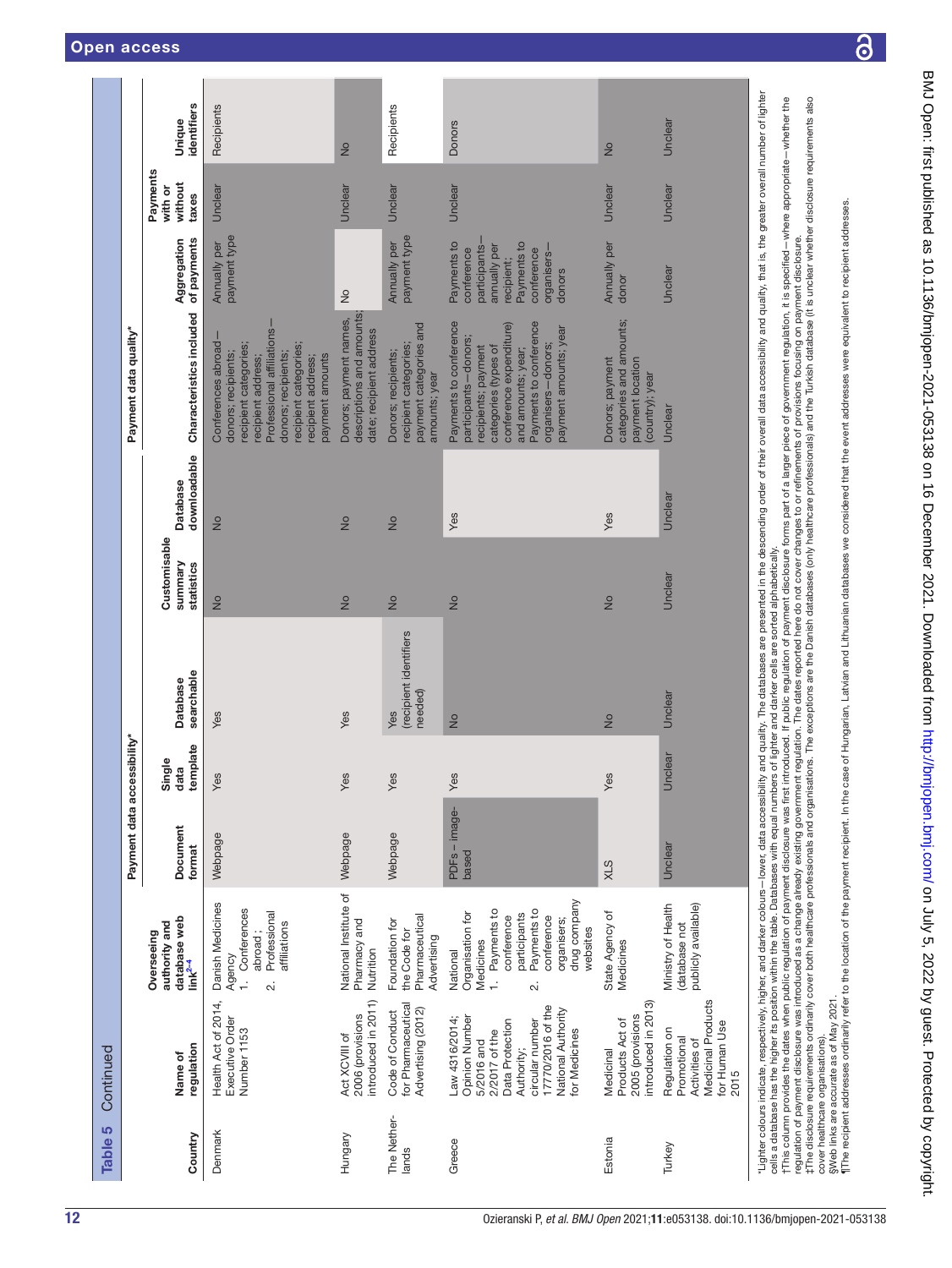**Table 5** Continued

| Country | Name of regulation | Overseeing authority and database web link[2–4] | Payment data accessibility* | | | | | Payment data quality* | | | |
|---|---|---|---|---|---|---|---|---|---|---|---|
| | | | Document format | Single data template | Database searchable | Customisable summary statistics | Database downloadable | Characteristics included | Aggregation of payments | Payments with or without taxes | Unique identifiers |
| Denmark | Health Act of 2014, Executive Order Number 1153 | Danish Medicines Agency<br>1. Conferences abroad;<br>2. Professional affiliations | Webpage | Yes | Yes | No | No | Conferences abroad—donors; recipients; recipient categories; recipient address; Professional affiliations—donors; recipients; recipient categories; recipient address; payment amounts | Annually per payment type | Unclear | Recipients |
| Hungary | Act XCVIII of 2006 (provisions introduced in 2011) | National Institute of Pharmacy and Nutrition | Webpage | Yes | Yes | No | No | Donors; payment names, descriptions and amounts; date; recipient address | No | Unclear | No |
| The Netherlands | Code of Conduct for Pharmaceutical Advertising (2012) | Foundation for the Code for Pharmaceutical Advertising | Webpage | Yes | Yes (recipient identifiers needed) | No | No | Donors; recipients; recipient categories; payment categories and amounts; year | Annually per payment type | Unclear | Recipients |
| Greece | Law 4316/2014; Opinion Number 5/2016 and 2/2017 of the Data Protection Authority; circular number 17770/2016 of the National Authority for Medicines | National Organisation for Medicines<br>1. Payments to conference participants<br>2. Payments to conference organisers; drug company websites | PDFs – image-based | Yes | No | No | Yes | Payments to conference participants—donors; recipients; payment categories (types of conference expenditure) and amounts; year; Payments to conference organisers—donors; payment amounts; year | Payments to conference participants—annually per recipient; Payments to conference organisers—donors | Unclear | Donors |
| Estonia | Medicinal Products Act of 2005 (provisions introduced in 2013) | State Agency of Medicines | XLS | Yes | No | No | Yes | Donors; payment categories and amounts; payment location (country); year | Annually per donor | Unclear | No |
| Turkey | Regulation on Promotional Activities of Medicinal Products for Human Use 2015 | Ministry of Health (database not publicly available) | Unclear | Unclear | Unclear | Unclear | Unclear | Unclear | Unclear | Unclear | Unclear |

*Lighter colours indicate, respectively, higher, and darker colours—lower, data accessibility and quality. The databases are presented in the descending order of their overall data accessibility and quality, that is, the greater overall number of lighter cells a database has the higher its position within the table. Databases with equal numbers of lighter and darker cells are sorted alphabetically.
†This column provides the dates when public regulation of payment disclosure was first introduced. If public regulation of payment disclosure forms part of a larger piece of government regulation, it is specified—where appropriate—whether the regulation of payment disclosure was introduced as a change already existing government regulation. The dates reported here do not cover changes to or refinements of provisions focusing on payment disclosure.
‡The disclosure requirements ordinarily cover both healthcare professionals and organisations. The exceptions are the Danish databases (only healthcare professionals) and the Turkish database (it is unclear whether disclosure requirements also cover healthcare organisations).
§Web links are accurate as of May 2021.
¶The recipient addresses ordinarily refer to the location of the payment recipient. In the case of Hungarian, Latvian and Lithuanian databases we considered that the event addresses were equivalent to recipient addresses.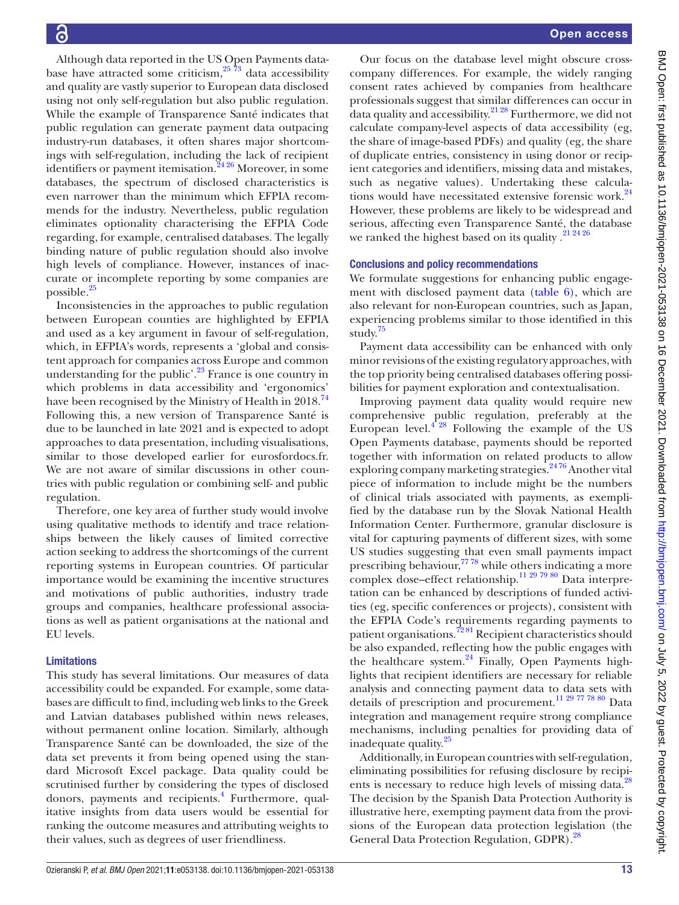Although data reported in the US Open Payments database have attracted some criticism,[25 73] data accessibility and quality are vastly superior to European data disclosed using not only self-regulation but also public regulation. While the example of Transparence Santé indicates that public regulation can generate payment data outpacing industry-run databases, it often shares major shortcomings with self-regulation, including the lack of recipient identifiers or payment itemisation.[24 26] Moreover, in some databases, the spectrum of disclosed characteristics is even narrower than the minimum which EFPIA recommends for the industry. Nevertheless, public regulation eliminates optionality characterising the EFPIA Code regarding, for example, centralised databases. The legally binding nature of public regulation should also involve high levels of compliance. However, instances of inaccurate or incomplete reporting by some companies are possible.[25]

Inconsistencies in the approaches to public regulation between European counties are highlighted by EFPIA and used as a key argument in favour of self-regulation, which, in EFPIA's words, represents a 'global and consistent approach for companies across Europe and common understanding for the public'.[23] France is one country in which problems in data accessibility and 'ergonomics' have been recognised by the Ministry of Health in 2018.[74] Following this, a new version of Transparence Santé is due to be launched in late 2021 and is expected to adopt approaches to data presentation, including visualisations, similar to those developed earlier for eurosfordocs.fr. We are not aware of similar discussions in other countries with public regulation or combining self- and public regulation.

Therefore, one key area of further study would involve using qualitative methods to identify and trace relationships between the likely causes of limited corrective action seeking to address the shortcomings of the current reporting systems in European countries. Of particular importance would be examining the incentive structures and motivations of public authorities, industry trade groups and companies, healthcare professional associations as well as patient organisations at the national and EU levels.

### Limitations

This study has several limitations. Our measures of data accessibility could be expanded. For example, some databases are difficult to find, including web links to the Greek and Latvian databases published within news releases, without permanent online location. Similarly, although Transparence Santé can be downloaded, the size of the data set prevents it from being opened using the standard Microsoft Excel package. Data quality could be scrutinised further by considering the types of disclosed donors, payments and recipients.[4] Furthermore, qualitative insights from data users would be essential for ranking the outcome measures and attributing weights to their values, such as degrees of user friendliness.

Our focus on the database level might obscure cross-company differences. For example, the widely ranging consent rates achieved by companies from healthcare professionals suggest that similar differences can occur in data quality and accessibility.[21 28] Furthermore, we did not calculate company-level aspects of data accessibility (eg, the share of image-based PDFs) and quality (eg, the share of duplicate entries, consistency in using donor or recipient categories and identifiers, missing data and mistakes, such as negative values). Undertaking these calculations would have necessitated extensive forensic work.[24] However, these problems are likely to be widespread and serious, affecting even Transparence Santé, the database we ranked the highest based on its quality .[21 24 26]

### Conclusions and policy recommendations

We formulate suggestions for enhancing public engagement with disclosed payment data (table 6), which are also relevant for non-European countries, such as Japan, experiencing problems similar to those identified in this study.[75]

Payment data accessibility can be enhanced with only minor revisions of the existing regulatory approaches, with the top priority being centralised databases offering possibilities for payment exploration and contextualisation.

Improving payment data quality would require new comprehensive public regulation, preferably at the European level.[4 28] Following the example of the US Open Payments database, payments should be reported together with information on related products to allow exploring company marketing strategies.[24 76] Another vital piece of information to include might be the numbers of clinical trials associated with payments, as exemplified by the database run by the Slovak National Health Information Center. Furthermore, granular disclosure is vital for capturing payments of different sizes, with some US studies suggesting that even small payments impact prescribing behaviour,[77 78] while others indicating a more complex dose–effect relationship.[11 29 79 80] Data interpretation can be enhanced by descriptions of funded activities (eg, specific conferences or projects), consistent with the EFPIA Code's requirements regarding payments to patient organisations.[72 81] Recipient characteristics should be also expanded, reflecting how the public engages with the healthcare system.[24] Finally, Open Payments highlights that recipient identifiers are necessary for reliable analysis and connecting payment data to data sets with details of prescription and procurement.[11 29 77 78 80] Data integration and management require strong compliance mechanisms, including penalties for providing data of inadequate quality.[25]

Additionally, in European countries with self-regulation, eliminating possibilities for refusing disclosure by recipients is necessary to reduce high levels of missing data.[28] The decision by the Spanish Data Protection Authority is illustrative here, exempting payment data from the provisions of the European data protection legislation (the General Data Protection Regulation, GDPR).[28]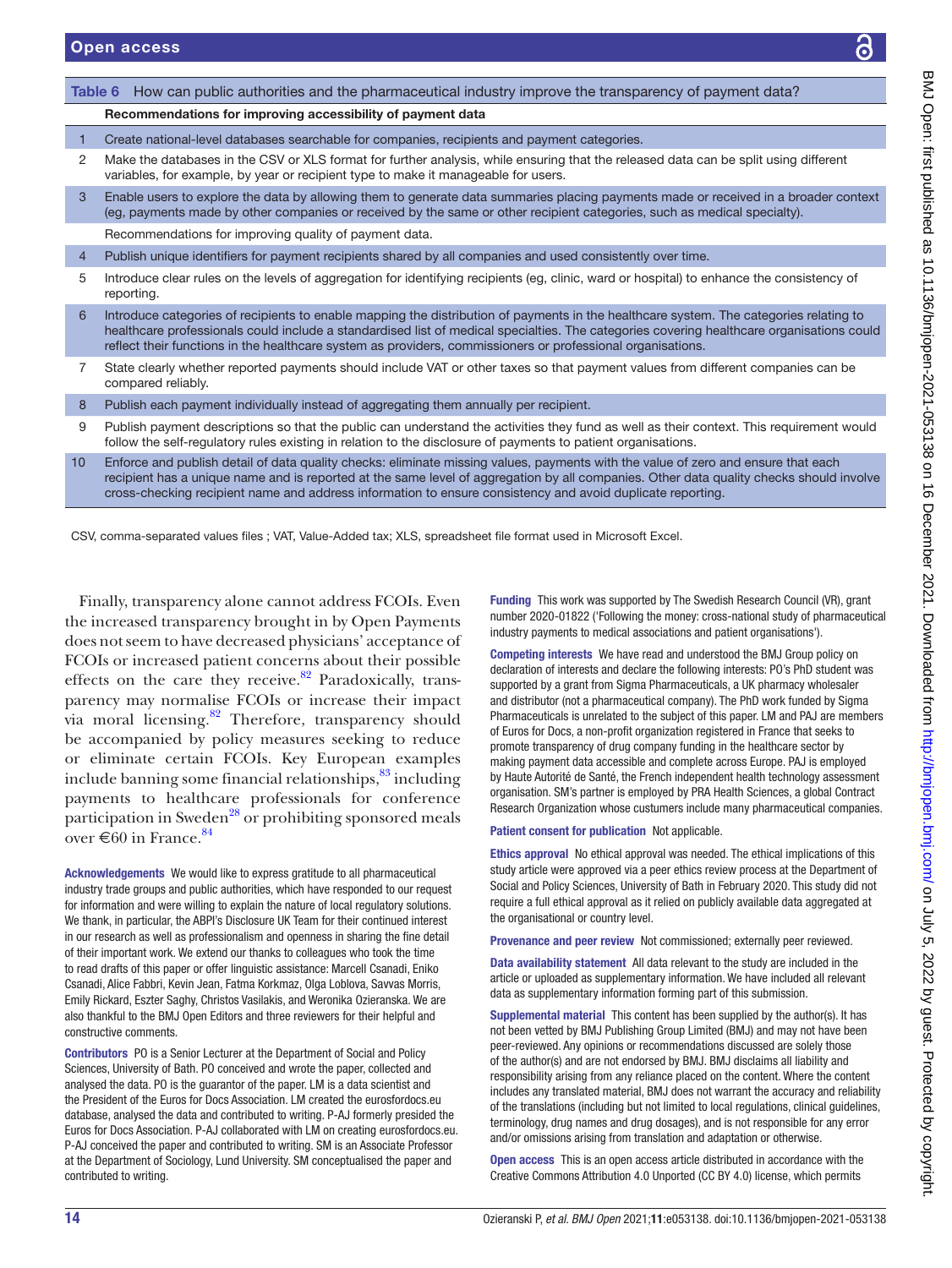**Table 6** How can public authorities and the pharmaceutical industry improve the transparency of payment data?

| | Recommendations for improving accessibility of payment data |
|---|---|
| 1 | Create national-level databases searchable for companies, recipients and payment categories. |
| 2 | Make the databases in the CSV or XLS format for further analysis, while ensuring that the released data can be split using different variables, for example, by year or recipient type to make it manageable for users. |
| 3 | Enable users to explore the data by allowing them to generate data summaries placing payments made or received in a broader context (eg, payments made by other companies or received by the same or other recipient categories, such as medical specialty). |
| | Recommendations for improving quality of payment data. |
| 4 | Publish unique identifiers for payment recipients shared by all companies and used consistently over time. |
| 5 | Introduce clear rules on the levels of aggregation for identifying recipients (eg, clinic, ward or hospital) to enhance the consistency of reporting. |
| 6 | Introduce categories of recipients to enable mapping the distribution of payments in the healthcare system. The categories relating to healthcare professionals could include a standardised list of medical specialties. The categories covering healthcare organisations could reflect their functions in the healthcare system as providers, commissioners or professional organisations. |
| 7 | State clearly whether reported payments should include VAT or other taxes so that payment values from different companies can be compared reliably. |
| 8 | Publish each payment individually instead of aggregating them annually per recipient. |
| 9 | Publish payment descriptions so that the public can understand the activities they fund as well as their context. This requirement would follow the self-regulatory rules existing in relation to the disclosure of payments to patient organisations. |
| 10 | Enforce and publish detail of data quality checks: eliminate missing values, payments with the value of zero and ensure that each recipient has a unique name and is reported at the same level of aggregation by all companies. Other data quality checks should involve cross-checking recipient name and address information to ensure consistency and avoid duplicate reporting. |

CSV, comma-separated values files ; VAT, Value-Added tax; XLS, spreadsheet file format used in Microsoft Excel.

Finally, transparency alone cannot address FCOIs. Even the increased transparency brought in by Open Payments does not seem to have decreased physicians' acceptance of FCOIs or increased patient concerns about their possible effects on the care they receive.[82] Paradoxically, transparency may normalise FCOIs or increase their impact via moral licensing.[82] Therefore, transparency should be accompanied by policy measures seeking to reduce or eliminate certain FCOIs. Key European examples include banning some financial relationships,[83] including payments to healthcare professionals for conference participation in Sweden[28] or prohibiting sponsored meals over €60 in France.[84]

**Acknowledgements** We would like to express gratitude to all pharmaceutical industry trade groups and public authorities, which have responded to our request for information and were willing to explain the nature of local regulatory solutions. We thank, in particular, the ABPI's Disclosure UK Team for their continued interest in our research as well as professionalism and openness in sharing the fine detail of their important work. We extend our thanks to colleagues who took the time to read drafts of this paper or offer linguistic assistance: Marcell Csanadi, Eniko Csanadi, Alice Fabbri, Kevin Jean, Fatma Korkmaz, Olga Loblova, Savvas Morris, Emily Rickard, Eszter Saghy, Christos Vasilakis, and Weronika Ozieranska. We are also thankful to the BMJ Open Editors and three reviewers for their helpful and constructive comments.

**Contributors** PO is a Senior Lecturer at the Department of Social and Policy Sciences, University of Bath. PO conceived and wrote the paper, collected and analysed the data. PO is the guarantor of the paper. LM is a data scientist and the President of the Euros for Docs Association. LM created the eurosfordocs.eu database, analysed the data and contributed to writing. P-AJ formerly presided the Euros for Docs Association. P-AJ collaborated with LM on creating eurosfordocs.eu. P-AJ conceived the paper and contributed to writing. SM is an Associate Professor at the Department of Sociology, Lund University. SM conceptualised the paper and contributed to writing.

**Funding** This work was supported by The Swedish Research Council (VR), grant number 2020-01822 ('Following the money: cross-national study of pharmaceutical industry payments to medical associations and patient organisations').

**Competing interests** We have read and understood the BMJ Group policy on declaration of interests and declare the following interests: PO's PhD student was supported by a grant from Sigma Pharmaceuticals, a UK pharmacy wholesaler and distributor (not a pharmaceutical company). The PhD work funded by Sigma Pharmaceuticals is unrelated to the subject of this paper. LM and PAJ are members of Euros for Docs, a non-profit organization registered in France that seeks to promote transparency of drug company funding in the healthcare sector by making payment data accessible and complete across Europe. PAJ is employed by Haute Autorité de Santé, the French independent health technology assessment organisation. SM's partner is employed by PRA Health Sciences, a global Contract Research Organization whose custumers include many pharmaceutical companies.

**Patient consent for publication** Not applicable.

**Ethics approval** No ethical approval was needed. The ethical implications of this study article were approved via a peer ethics review process at the Department of Social and Policy Sciences, University of Bath in February 2020. This study did not require a full ethical approval as it relied on publicly available data aggregated at the organisational or country level.

**Provenance and peer review** Not commissioned; externally peer reviewed.

**Data availability statement** All data relevant to the study are included in the article or uploaded as supplementary information. We have included all relevant data as supplementary information forming part of this submission.

**Supplemental material** This content has been supplied by the author(s). It has not been vetted by BMJ Publishing Group Limited (BMJ) and may not have been peer-reviewed. Any opinions or recommendations discussed are solely those of the author(s) and are not endorsed by BMJ. BMJ disclaims all liability and responsibility arising from any reliance placed on the content. Where the content includes any translated material, BMJ does not warrant the accuracy and reliability of the translations (including but not limited to local regulations, clinical guidelines, terminology, drug names and drug dosages), and is not responsible for any error and/or omissions arising from translation and adaptation or otherwise.

**Open access** This is an open access article distributed in accordance with the Creative Commons Attribution 4.0 Unported (CC BY 4.0) license, which permits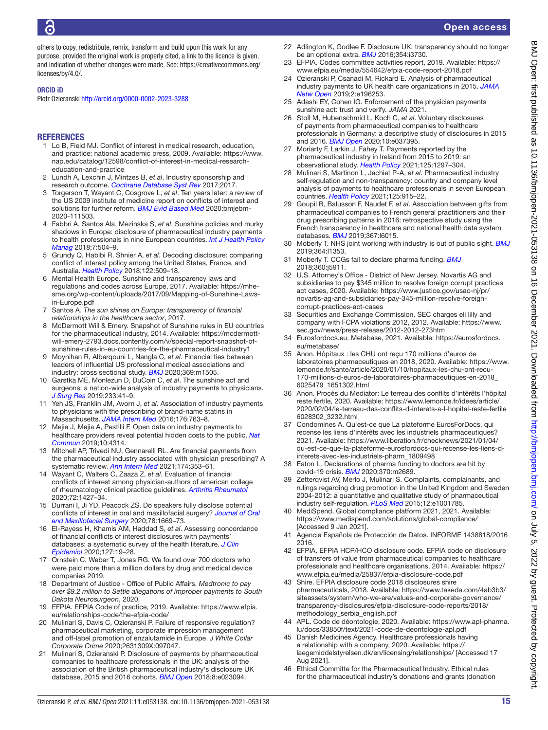others to copy, redistribute, remix, transform and build upon this work for any purpose, provided the original work is properly cited, a link to the licence is given, and indication of whether changes were made. See: https://creativecommons.org/licenses/by/4.0/.

**ORCID iD**

Piotr Ozieranski http://orcid.org/0000-0002-2023-3288

## REFERENCES

1. Lo B, Field MJ. Conflict of interest in medical research, education, and practice: national academic press, 2009. Available: https://www.nap.edu/catalog/12598/conflict-of-interest-in-medical-research-education-and-practice
2. Lundh A, Lexchin J, Mintzes B, *et al*. Industry sponsorship and research outcome. *Cochrane Database Syst Rev* 2017;2017.
3. Torgerson T, Wayant C, Cosgrove L, *et al*. Ten years later: a review of the US 2009 institute of medicine report on conflicts of interest and solutions for further reform. *BMJ Evid Based Med* 2020:bmjebm-2020-111503.
4. Fabbri A, Santos Ala, Mezinska S, *et al*. Sunshine policies and murky shadows in Europe: disclosure of pharmaceutical industry payments to health professionals in nine European countries. *Int J Health Policy Manag* 2018;7:504–9.
5. Grundy Q, Habibi R, Shnier A, *et al*. Decoding disclosure: comparing conflict of interest policy among the United States, France, and Australia. *Health Policy* 2018;122:509–18.
6. Mental Health Europe. Sunshine and transparency laws and regulations and codes across Europe, 2017. Available: https://mhe-sme.org/wp-content/uploads/2017/09/Mapping-of-Sunshine-Laws-in-Europe.pdf
7. Santos A. *The sun shines on Europe: transparency of financial relationships in the healthcare sector*, 2017.
8. McDermott Will & Emery. Snapshot of Sunshine rules in EU countries for the pharmaceutical industry, 2014. Available: https://mcdermott-will-emery-2793.docs.contently.com/v/special-report-snapshot-of-sunshine-rules-in-eu-countries-for-the-pharmaceutical-industry1
9. Moynihan R, Albarqouni L, Nangla C, *et al*. Financial ties between leaders of influential US professional medical associations and industry: cross sectional study. *BMJ* 2020;369:m1505.
10. Garstka ME, Monlezun D, DuCoin C, *et al*. The sunshine act and surgeons: a nation-wide analysis of industry payments to physicians. *J Surg Res* 2019;233:41–9.
11. Yeh JS, Franklin JM, Avorn J, *et al*. Association of industry payments to physicians with the prescribing of brand-name statins in Massachusetts. *JAMA Intern Med* 2016;176:763–8.
12. Mejia J, Mejia A, Pestilli F. Open data on industry payments to healthcare providers reveal potential hidden costs to the public. *Nat Commun* 2019;10:4314.
13. Mitchell AP, Trivedi NU, Gennarelli RL. Are financial payments from the pharmaceutical industry associated with physician prescribing? A systematic review. *Ann Intern Med* 2021;174:353–61.
14. Wayant C, Walters C, Zaaza Z, *et al*. Evaluation of financial conflicts of interest among physician-authors of american college of rheumatology clinical practice guidelines. *Arthritis Rheumatol* 2020;72:1427–34.
15. Durrani I, Ji YD, Peacock ZS. Do speakers fully disclose potential conflicts of interest in oral and maxillofacial surgery? *Journal of Oral and Maxillofacial Surgery* 2020;78:1669–73.
16. El-Rayess H, Khamis AM, Haddad S, *et al*. Assessing concordance of financial conflicts of interest disclosures with payments' databases: a systematic survey of the health literature. *J Clin Epidemiol* 2020;127:19–28.
17. Ornstein C, Weber T, Jones RG. We found over 700 doctors who were paid more than a million dollars by drug and medical device companies 2019.
18. Department of Justice - Office of Public Affairs. *Medtronic to pay over $9.2 million to Settle allegations of improper payments to South Dakota Neurosurgeon*, 2020.
19. EFPIA. EFPIA Code of practice, 2019. Available: https://www.efpia.eu/relationships-code/the-efpia-code/
20. Mulinari S, Davis C, Ozieranski P. Failure of responsive regulation? pharmaceutical marketing, corporate impression management and off-label promotion of enzalutamide in Europe. *J White Collar Corporate Crime* 2020;2631309X:097047.
21. Mulinari S, Ozieranski P. Disclosure of payments by pharmaceutical companies to healthcare professionals in the UK: analysis of the association of the British pharmaceutical industry's disclosure UK database, 2015 and 2016 cohorts. *BMJ Open* 2018;8:e023094.
22. Adlington K, Godlee F. Disclosure UK: transparency should no longer be an optional extra. *BMJ* 2016;354:i3730.
23. EFPIA. Codes committee activities report, 2019. Available: https://www.efpia.eu/media/554642/efpia-code-report-2018.pdf
24. Ozieranski P, Csanadi M, Rickard E. Analysis of pharmaceutical industry payments to UK health care organizations in 2015. *JAMA Netw Open* 2019;2:e196253.
25. Adashi EY, Cohen IG. Enforcement of the physician payments sunshine act: trust and verify. *JAMA* 2021.
26. Stoll M, Hubenschmid L, Koch C, *et al*. Voluntary disclosures of payments from pharmaceutical companies to healthcare professionals in Germany: a descriptive study of disclosures in 2015 and 2016. *BMJ Open* 2020;10:e037395.
27. Moriarty F, Larkin J, Fahey T. Payments reported by the pharmaceutical industry in Ireland from 2015 to 2019: an observational study. *Health Policy* 2021;125:1297–304.
28. Mulinari S, Martinon L, Jachiet P-A, *et al*. Pharmaceutical industry self-regulation and non-transparency: country and company level analysis of payments to healthcare professionals in seven European countries. *Health Policy* 2021;125:915–22.
29. Goupil B, Balusson F, Naudet F, *et al*. Association between gifts from pharmaceutical companies to French general practitioners and their drug prescribing patterns in 2016: retrospective study using the French transparency in healthcare and national health data system databases. *BMJ* 2019;367:l6015.
30. Moberly T. NHS joint working with industry is out of public sight. *BMJ* 2019;364:l1353.
31. Moberly T. CCGs fail to declare pharma funding. *BMJ* 2018;360:j5911.
32. U.S. Attorney's Office - District of New Jersey. Novartis AG and subsidiaries to pay $345 million to resolve foreign corrupt practices act cases, 2020. Available: https://www.justice.gov/usao-nj/pr/novartis-ag-and-subsidiaries-pay-345-million-resolve-foreign-corrupt-practices-act-cases
33. Securities and Exchange Commission. SEC charges eli lilly and company with FCPA violations 2012, 2012. Available: https://www.sec.gov/news/press-release/2012-2012-273htm
34. Eurosfordocs.eu. Metabase, 2021. Available: https://eurosfordocs.eu/metabase/
35. Anon. Hôpitaux : les CHU ont reçu 170 millions d'euros de laboratoires pharmaceutiques en 2018, 2020. Available: https://www.lemonde.fr/sante/article/2020/01/10/hopitaux-les-chu-ont-recu-170-millions-d-euros-de-laboratoires-pharmaceutiques-en-2018_6025479_1651302.html
36. Anon. Procès du Mediator: Le terreau des conflits d'intérêts l'hôpital reste fertile, 2020. Available: https://www.lemonde.fr/idees/article/2020/02/04/le-terreau-des-conflits-d-interets-a-l-hopital-reste-fertile_6028302_3232.html
37. Condomines A. Qu'est-ce que La plateforme EurosForDocs, qui recense les liens d'intérêts avec les industriels pharmaceutiques? 2021. Available: https://www.liberation.fr/checknews/2021/01/04/qu-est-ce-que-la-plateforme-eurosfordocs-qui-recense-les-liens-d-interets-avec-les-industriels-pharm_1809498
38. Eaton L. Declarations of pharma funding to doctors are hit by covid-19 crisis. *BMJ* 2020;370:m2689.
39. Zetterqvist AV, Merlo J, Mulinari S. Complaints, complainants, and rulings regarding drug promotion in the United Kingdom and Sweden 2004-2012: a quantitative and qualitative study of pharmaceutical industry self-regulation. *PLoS Med* 2015;12:e1001785.
40. MediSpend. Global compliance platform 2021, 2021. Available: https://www.medispend.com/solutions/global-compliance/ [Accessed 9 Jan 2021].
41. Agencia Española de Protección de Datos. INFORME 1438818/2016 2016.
42. EFPIA. EFPIA HCP/HCO disclosure code. EFPIA code on disclosure of transfers of value from pharmaceutical companies to healthcare professionals and healthcare organisations, 2014. Available: https://www.efpia.eu/media/25837/efpia-disclosure-code.pdf
43. Shire. EFPIA disclosure code 2018 disclosures shire pharmaceuticals, 2018. Available: https://www.takeda.com/4ab3b3/siteassets/system/who-we-are/values-and-corporate-governance/transparency-disclosures/efpia-disclosure-code-reports/2018/methodology_serbia_english.pdf
44. APL. Code de déontologie, 2020. Available: https://www.apl-pharma.lu/docs/33850f/text/2021-code-de-deontologie-apl.pdf
45. Danish Medicines Agency. Healthcare professionals having a relationship with a company, 2020. Available: https://laegemiddelstyrelsen.dk/en/licensing/relationships/ [Accessed 17 Aug 2021].
46. Ethical Committe for the Pharmaceutical Industry. Ethical rules for the pharmaceutical industry's donations and grants (donation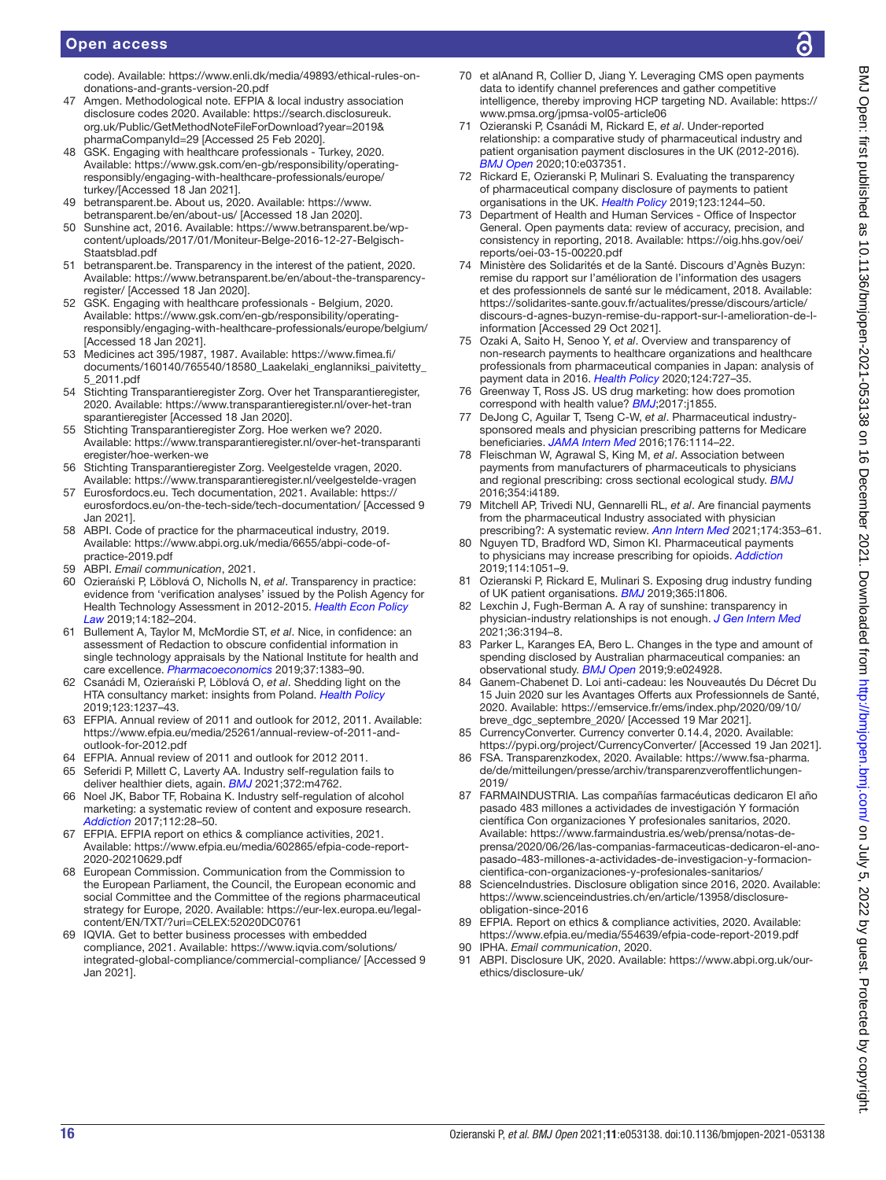code). Available: https://www.enli.dk/media/49893/ethical-rules-on-donations-and-grants-version-20.pdf

47 Amgen. Methodological note. EFPIA & local industry association disclosure codes 2020. Available: https://search.disclosureuk.org.uk/Public/GetMethodNoteFileForDownload?year=2019&pharmaCompanyId=29 [Accessed 25 Feb 2020].

48 GSK. Engaging with healthcare professionals - Turkey, 2020. Available: https://www.gsk.com/en-gb/responsibility/operating-responsibly/engaging-with-healthcare-professionals/europe/turkey/[Accessed 18 Jan 2021].

49 betransparent.be. About us, 2020. Available: https://www.betransparent.be/en/about-us/ [Accessed 18 Jan 2020].

50 Sunshine act, 2016. Available: https://www.betransparent.be/wp-content/uploads/2017/01/Moniteur-Belge-2016-12-27-Belgisch-Staatsblad.pdf

51 betransparent.be. Transparency in the interest of the patient, 2020. Available: https://www.betransparent.be/en/about-the-transparency-register/ [Accessed 18 Jan 2020].

52 GSK. Engaging with healthcare professionals - Belgium, 2020. Available: https://www.gsk.com/en-gb/responsibility/operating-responsibly/engaging-with-healthcare-professionals/europe/belgium/ [Accessed 18 Jan 2021].

53 Medicines act 395/1987, 1987. Available: https://www.fimea.fi/documents/160140/765540/18580_Laakelaki_englanniksi_paivitetty_5_2011.pdf

54 Stichting Transparantieregister Zorg. Over het Transparantieregister, 2020. Available: https://www.transparantieregister.nl/over-het-transparantieregister [Accessed 18 Jan 2020].

55 Stichting Transparantieregister Zorg. Hoe werken we? 2020. Available: https://www.transparantieregister.nl/over-het-transparantieregister/hoe-werken-we

56 Stichting Transparantieregister Zorg. Veelgestelde vragen, 2020. Available: https://www.transparantieregister.nl/veelgestelde-vragen

57 Eurosfordocs.eu. Tech documentation, 2021. Available: https://eurosfordocs.eu/on-the-tech-side/tech-documentation/ [Accessed 9 Jan 2021].

58 ABPI. Code of practice for the pharmaceutical industry, 2019. Available: https://www.abpi.org.uk/media/6655/abpi-code-of-practice-2019.pdf

59 ABPI. *Email communication*, 2021.

60 Ozierański P, Löblová O, Nicholls N, *et al*. Transparency in practice: evidence from 'verification analyses' issued by the Polish Agency for Health Technology Assessment in 2012-2015. *Health Econ Policy Law* 2019;14:182–204.

61 Bullement A, Taylor M, McMordie ST, *et al*. Nice, in confidence: an assessment of Redaction to obscure confidential information in single technology appraisals by the National Institute for health and care excellence. *Pharmacoeconomics* 2019;37:1383–90.

62 Csanádi M, Ozierański P, Löblová O, *et al*. Shedding light on the HTA consultancy market: insights from Poland. *Health Policy* 2019;123:1237–43.

63 EFPIA. Annual review of 2011 and outlook for 2012, 2011. Available: https://www.efpia.eu/media/25261/annual-review-of-2011-and-outlook-for-2012.pdf

64 EFPIA. Annual review of 2011 and outlook for 2012 2011.

65 Seferidi P, Millett C, Laverty AA. Industry self-regulation fails to deliver healthier diets, again. *BMJ* 2021;372:m4762.

66 Noel JK, Babor TF, Robaina K. Industry self-regulation of alcohol marketing: a systematic review of content and exposure research. *Addiction* 2017;112:28–50.

67 EFPIA. EFPIA report on ethics & compliance activities, 2021. Available: https://www.efpia.eu/media/602865/efpia-code-report-2020-20210629.pdf

68 European Commission. Communication from the Commission to the European Parliament, the Council, the European economic and social Committee and the Committee of the regions pharmaceutical strategy for Europe, 2020. Available: https://eur-lex.europa.eu/legal-content/EN/TXT/?uri=CELEX:52020DC0761

69 IQVIA. Get to better business processes with embedded compliance, 2021. Available: https://www.iqvia.com/solutions/integrated-global-compliance/commercial-compliance/ [Accessed 9 Jan 2021].

70 et alAnand R, Collier D, Jiang Y. Leveraging CMS open payments data to identify channel preferences and gather competitive intelligence, thereby improving HCP targeting ND. Available: https://www.pmsa.org/jpmsa-vol05-article06

71 Ozieranski P, Csanádi M, Rickard E, *et al*. Under-reported relationship: a comparative study of pharmaceutical industry and patient organisation payment disclosures in the UK (2012-2016). *BMJ Open* 2020;10:e037351.

72 Rickard E, Ozieranski P, Mulinari S. Evaluating the transparency of pharmaceutical company disclosure of payments to patient organisations in the UK. *Health Policy* 2019;123:1244–50.

73 Department of Health and Human Services - Office of Inspector General. Open payments data: review of accuracy, precision, and consistency in reporting, 2018. Available: https://oig.hhs.gov/oei/reports/oei-03-15-00220.pdf

74 Ministère des Solidarités et de la Santé. Discours d'Agnès Buzyn: remise du rapport sur l'amélioration de l'information des usagers et des professionnels de santé sur le médicament, 2018. Available: https://solidarites-sante.gouv.fr/actualites/presse/discours/article/discours-d-agnes-buzyn-remise-du-rapport-sur-l-amelioration-de-l-information [Accessed 29 Oct 2021].

75 Ozaki A, Saito H, Senoo Y, *et al*. Overview and transparency of non-research payments to healthcare organizations and healthcare professionals from pharmaceutical companies in Japan: analysis of payment data in 2016. *Health Policy* 2020;124:727–35.

76 Greenway T, Ross JS. US drug marketing: how does promotion correspond with health value? *BMJ*;2017:j1855.

77 DeJong C, Aguilar T, Tseng C-W, *et al*. Pharmaceutical industry-sponsored meals and physician prescribing patterns for Medicare beneficiaries. *JAMA Intern Med* 2016;176:1114–22.

78 Fleischman W, Agrawal S, King M, *et al*. Association between payments from manufacturers of pharmaceuticals to physicians and regional prescribing: cross sectional ecological study. *BMJ* 2016;354:i4189.

79 Mitchell AP, Trivedi NU, Gennarelli RL, *et al*. Are financial payments from the pharmaceutical Industry associated with physician prescribing?: A systematic review. *Ann Intern Med* 2021;174:353–61.

80 Nguyen TD, Bradford WD, Simon KI. Pharmaceutical payments to physicians may increase prescribing for opioids. *Addiction* 2019;114:1051–9.

81 Ozieranski P, Rickard E, Mulinari S. Exposing drug industry funding of UK patient organisations. *BMJ* 2019;365:l1806.

82 Lexchin J, Fugh-Berman A. A ray of sunshine: transparency in physician-industry relationships is not enough. *J Gen Intern Med* 2021;36:3194–8.

83 Parker L, Karanges EA, Bero L. Changes in the type and amount of spending disclosed by Australian pharmaceutical companies: an observational study. *BMJ Open* 2019;9:e024928.

84 Ganem-Chabenet D. Loi anti-cadeau: les Nouveautés Du Décret Du 15 Juin 2020 sur les Avantages Offerts aux Professionnels de Santé, 2020. Available: https://emservice.fr/ems/index.php/2020/09/10/breve_dgc_septembre_2020/ [Accessed 19 Mar 2021].

85 CurrencyConverter. Currency converter 0.14.4, 2020. Available: https://pypi.org/project/CurrencyConverter/ [Accessed 19 Jan 2021].

86 FSA. Transparenzkodex, 2020. Available: https://www.fsa-pharma.de/de/mitteilungen/presse/archiv/transparenzveroffentlichungen-2019/

87 FARMAINDUSTRIA. Las compañías farmacéuticas dedicaron El año pasado 483 millones a actividades de investigación Y formación científica Con organizaciones Y profesionales sanitarios, 2020. Available: https://www.farmaindustria.es/web/prensa/notas-de-prensa/2020/06/26/las-companias-farmaceuticas-dedicaron-el-ano-pasado-483-millones-a-actividades-de-investigacion-y-formacion-cientifica-con-organizaciones-y-profesionales-sanitarios/

88 ScienceIndustries. Disclosure obligation since 2016, 2020. Available: https://www.scienceindustries.ch/en/article/13958/disclosure-obligation-since-2016

89 EFPIA. Report on ethics & compliance activities, 2020. Available: https://www.efpia.eu/media/554639/efpia-code-report-2019.pdf

90 IPHA. *Email communication*, 2020.

91 ABPI. Disclosure UK, 2020. Available: https://www.abpi.org.uk/our-ethics/disclosure-uk/